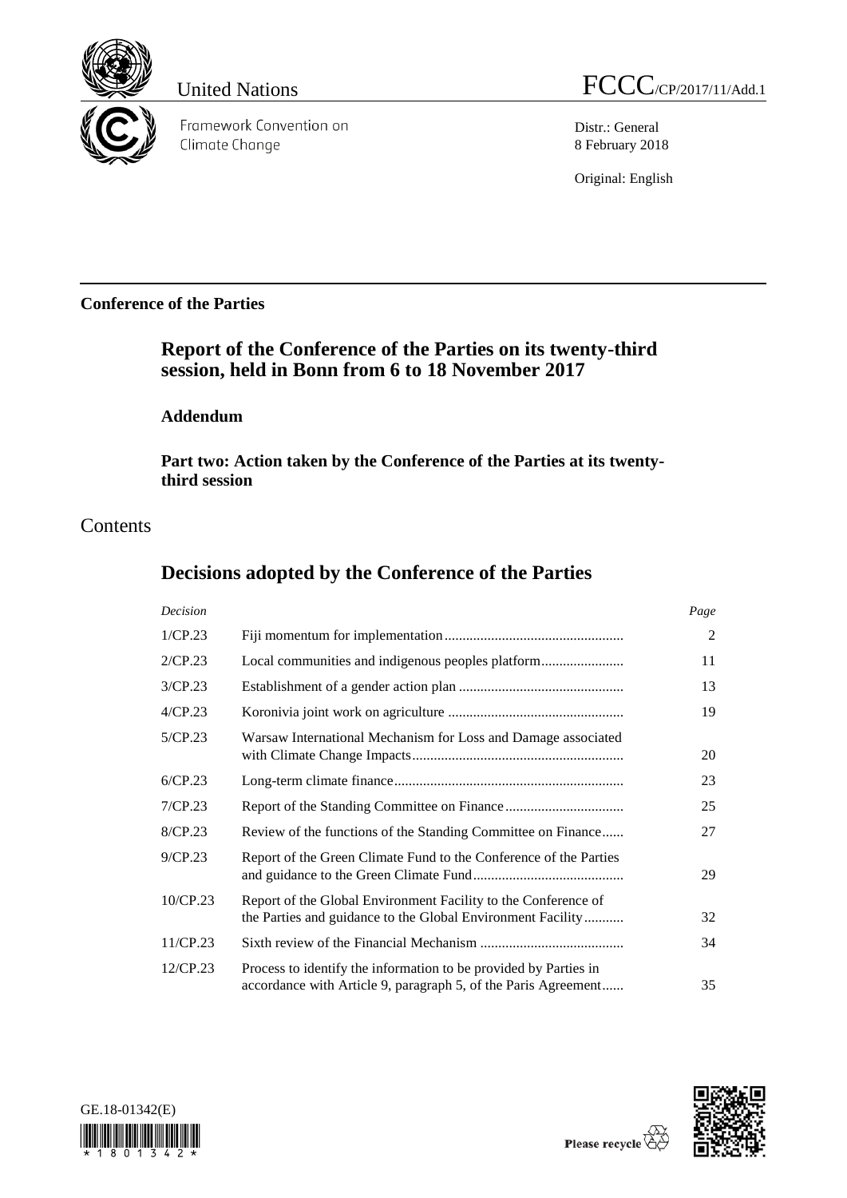United Nations

FCCC/CP/2017/11/Add.1

Framework Convention on Climate Change

Distr.: General
8 February 2018

Original: English

**Conference of the Parties**

# Report of the Conference of the Parties on its twenty-third session, held in Bonn from 6 to 18 November 2017

## Addendum

### Part two: Action taken by the Conference of the Parties at its twenty-third session

## Contents

# Decisions adopted by the Conference of the Parties

| *Decision* | | *Page* |
|---|---|---|
| 1/CP.23 | Fiji momentum for implementation | 2 |
| 2/CP.23 | Local communities and indigenous peoples platform | 11 |
| 3/CP.23 | Establishment of a gender action plan | 13 |
| 4/CP.23 | Koronivia joint work on agriculture | 19 |
| 5/CP.23 | Warsaw International Mechanism for Loss and Damage associated with Climate Change Impacts | 20 |
| 6/CP.23 | Long-term climate finance | 23 |
| 7/CP.23 | Report of the Standing Committee on Finance | 25 |
| 8/CP.23 | Review of the functions of the Standing Committee on Finance | 27 |
| 9/CP.23 | Report of the Green Climate Fund to the Conference of the Parties and guidance to the Green Climate Fund | 29 |
| 10/CP.23 | Report of the Global Environment Facility to the Conference of the Parties and guidance to the Global Environment Facility | 32 |
| 11/CP.23 | Sixth review of the Financial Mechanism | 34 |
| 12/CP.23 | Process to identify the information to be provided by Parties in accordance with Article 9, paragraph 5, of the Paris Agreement | 35 |

GE.18-01342(E)

Please recycle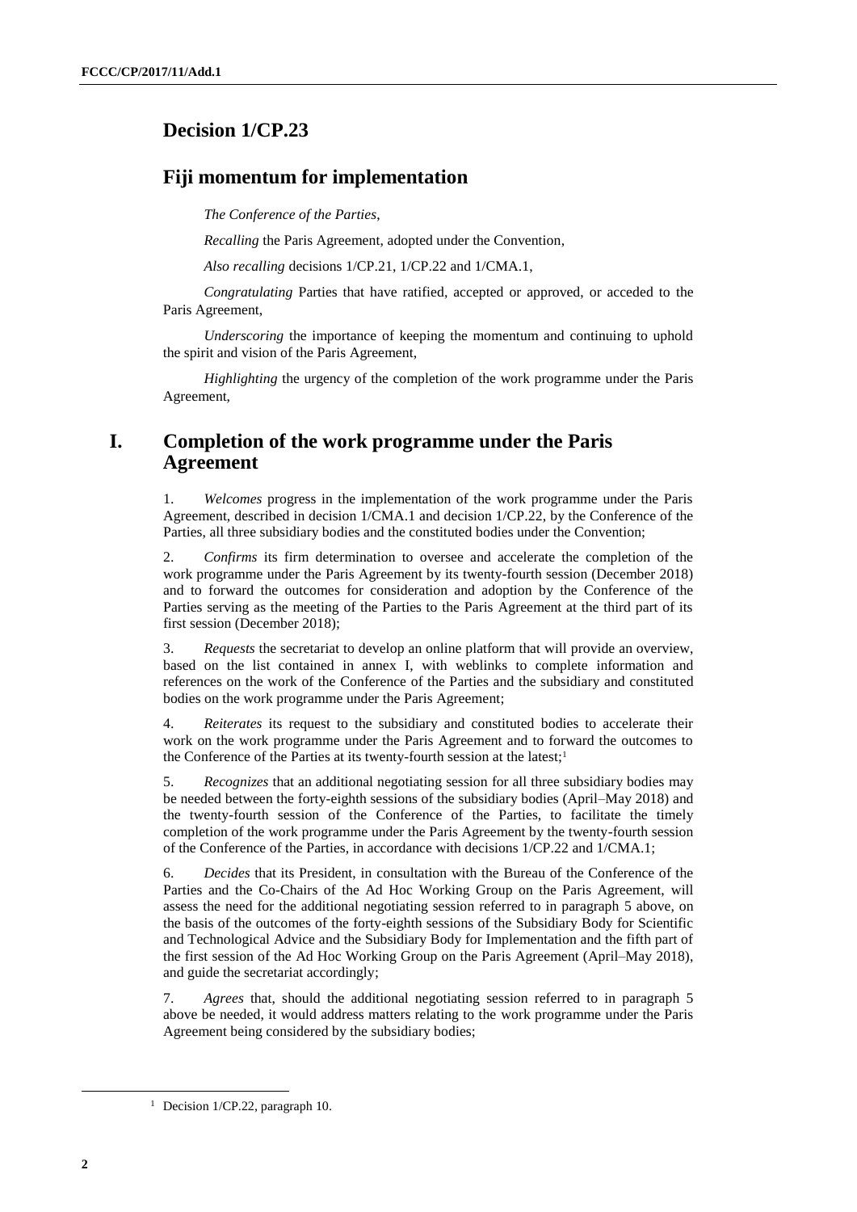## Decision 1/CP.23

## Fiji momentum for implementation

*The Conference of the Parties*,

*Recalling* the Paris Agreement, adopted under the Convention,

*Also recalling* decisions 1/CP.21, 1/CP.22 and 1/CMA.1,

*Congratulating* Parties that have ratified, accepted or approved, or acceded to the Paris Agreement,

*Underscoring* the importance of keeping the momentum and continuing to uphold the spirit and vision of the Paris Agreement,

*Highlighting* the urgency of the completion of the work programme under the Paris Agreement,

## I. Completion of the work programme under the Paris Agreement

1. *Welcomes* progress in the implementation of the work programme under the Paris Agreement, described in decision 1/CMA.1 and decision 1/CP.22, by the Conference of the Parties, all three subsidiary bodies and the constituted bodies under the Convention;

2. *Confirms* its firm determination to oversee and accelerate the completion of the work programme under the Paris Agreement by its twenty-fourth session (December 2018) and to forward the outcomes for consideration and adoption by the Conference of the Parties serving as the meeting of the Parties to the Paris Agreement at the third part of its first session (December 2018);

3. *Requests* the secretariat to develop an online platform that will provide an overview, based on the list contained in annex I, with weblinks to complete information and references on the work of the Conference of the Parties and the subsidiary and constituted bodies on the work programme under the Paris Agreement;

4. *Reiterates* its request to the subsidiary and constituted bodies to accelerate their work on the work programme under the Paris Agreement and to forward the outcomes to the Conference of the Parties at its twenty-fourth session at the latest;[1]

5. *Recognizes* that an additional negotiating session for all three subsidiary bodies may be needed between the forty-eighth sessions of the subsidiary bodies (April–May 2018) and the twenty-fourth session of the Conference of the Parties, to facilitate the timely completion of the work programme under the Paris Agreement by the twenty-fourth session of the Conference of the Parties, in accordance with decisions 1/CP.22 and 1/CMA.1;

6. *Decides* that its President, in consultation with the Bureau of the Conference of the Parties and the Co-Chairs of the Ad Hoc Working Group on the Paris Agreement, will assess the need for the additional negotiating session referred to in paragraph 5 above, on the basis of the outcomes of the forty-eighth sessions of the Subsidiary Body for Scientific and Technological Advice and the Subsidiary Body for Implementation and the fifth part of the first session of the Ad Hoc Working Group on the Paris Agreement (April–May 2018), and guide the secretariat accordingly;

7. *Agrees* that, should the additional negotiating session referred to in paragraph 5 above be needed, it would address matters relating to the work programme under the Paris Agreement being considered by the subsidiary bodies;

[1] Decision 1/CP.22, paragraph 10.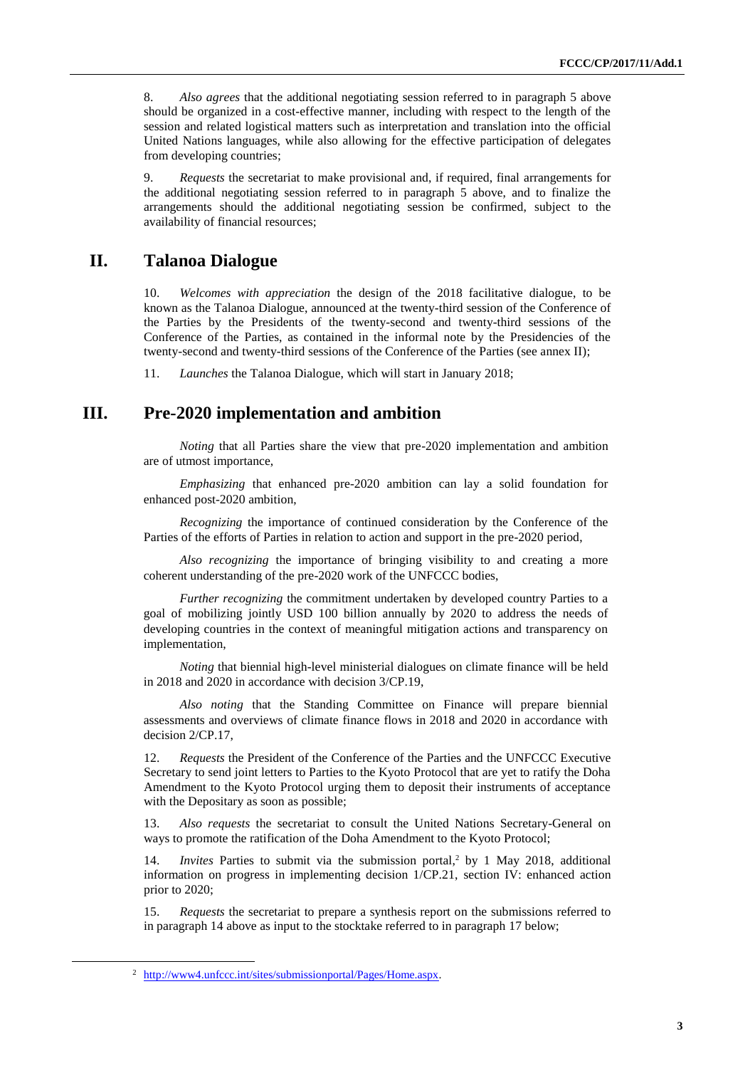8. *Also agrees* that the additional negotiating session referred to in paragraph 5 above should be organized in a cost-effective manner, including with respect to the length of the session and related logistical matters such as interpretation and translation into the official United Nations languages, while also allowing for the effective participation of delegates from developing countries;

9. *Requests* the secretariat to make provisional and, if required, final arrangements for the additional negotiating session referred to in paragraph 5 above, and to finalize the arrangements should the additional negotiating session be confirmed, subject to the availability of financial resources;

## II. Talanoa Dialogue

10. *Welcomes with appreciation* the design of the 2018 facilitative dialogue, to be known as the Talanoa Dialogue, announced at the twenty-third session of the Conference of the Parties by the Presidents of the twenty-second and twenty-third sessions of the Conference of the Parties, as contained in the informal note by the Presidencies of the twenty-second and twenty-third sessions of the Conference of the Parties (see annex II);

11. *Launches* the Talanoa Dialogue, which will start in January 2018;

## III. Pre-2020 implementation and ambition

*Noting* that all Parties share the view that pre-2020 implementation and ambition are of utmost importance,

*Emphasizing* that enhanced pre-2020 ambition can lay a solid foundation for enhanced post-2020 ambition,

*Recognizing* the importance of continued consideration by the Conference of the Parties of the efforts of Parties in relation to action and support in the pre-2020 period,

*Also recognizing* the importance of bringing visibility to and creating a more coherent understanding of the pre-2020 work of the UNFCCC bodies,

*Further recognizing* the commitment undertaken by developed country Parties to a goal of mobilizing jointly USD 100 billion annually by 2020 to address the needs of developing countries in the context of meaningful mitigation actions and transparency on implementation,

*Noting* that biennial high-level ministerial dialogues on climate finance will be held in 2018 and 2020 in accordance with decision 3/CP.19,

*Also noting* that the Standing Committee on Finance will prepare biennial assessments and overviews of climate finance flows in 2018 and 2020 in accordance with decision 2/CP.17,

12. *Requests* the President of the Conference of the Parties and the UNFCCC Executive Secretary to send joint letters to Parties to the Kyoto Protocol that are yet to ratify the Doha Amendment to the Kyoto Protocol urging them to deposit their instruments of acceptance with the Depositary as soon as possible;

13. *Also requests* the secretariat to consult the United Nations Secretary-General on ways to promote the ratification of the Doha Amendment to the Kyoto Protocol;

14. *Invites* Parties to submit via the submission portal,[2] by 1 May 2018, additional information on progress in implementing decision 1/CP.21, section IV: enhanced action prior to 2020;

15. *Requests* the secretariat to prepare a synthesis report on the submissions referred to in paragraph 14 above as input to the stocktake referred to in paragraph 17 below;

[2] http://www4.unfccc.int/sites/submissionportal/Pages/Home.aspx.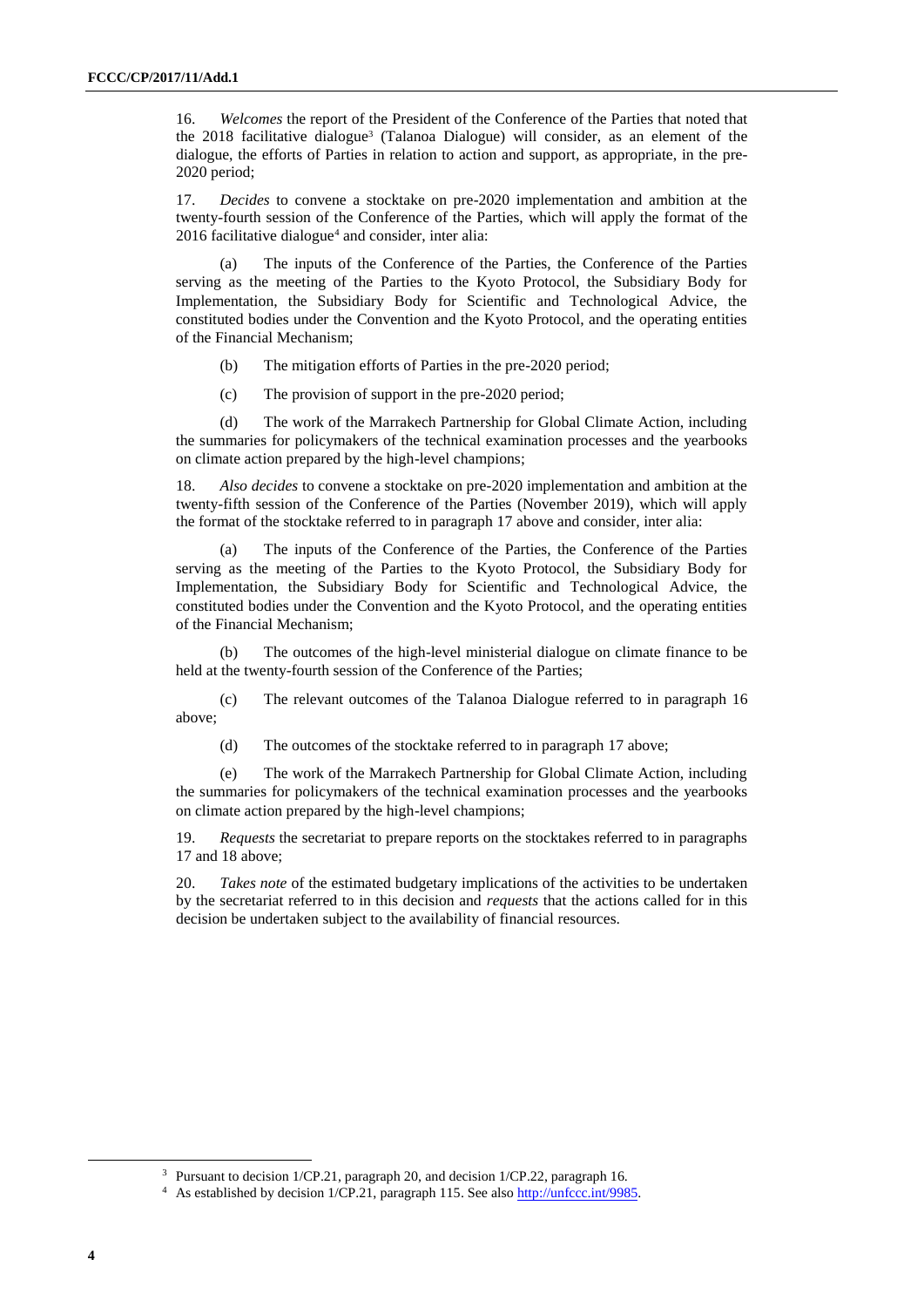16. *Welcomes* the report of the President of the Conference of the Parties that noted that the 2018 facilitative dialogue[3] (Talanoa Dialogue) will consider, as an element of the dialogue, the efforts of Parties in relation to action and support, as appropriate, in the pre-2020 period;

17. *Decides* to convene a stocktake on pre-2020 implementation and ambition at the twenty-fourth session of the Conference of the Parties, which will apply the format of the 2016 facilitative dialogue[4] and consider, inter alia:

(a) The inputs of the Conference of the Parties, the Conference of the Parties serving as the meeting of the Parties to the Kyoto Protocol, the Subsidiary Body for Implementation, the Subsidiary Body for Scientific and Technological Advice, the constituted bodies under the Convention and the Kyoto Protocol, and the operating entities of the Financial Mechanism;

(b) The mitigation efforts of Parties in the pre-2020 period;

(c) The provision of support in the pre-2020 period;

(d) The work of the Marrakech Partnership for Global Climate Action, including the summaries for policymakers of the technical examination processes and the yearbooks on climate action prepared by the high-level champions;

18. *Also decides* to convene a stocktake on pre-2020 implementation and ambition at the twenty-fifth session of the Conference of the Parties (November 2019), which will apply the format of the stocktake referred to in paragraph 17 above and consider, inter alia:

(a) The inputs of the Conference of the Parties, the Conference of the Parties serving as the meeting of the Parties to the Kyoto Protocol, the Subsidiary Body for Implementation, the Subsidiary Body for Scientific and Technological Advice, the constituted bodies under the Convention and the Kyoto Protocol, and the operating entities of the Financial Mechanism;

(b) The outcomes of the high-level ministerial dialogue on climate finance to be held at the twenty-fourth session of the Conference of the Parties;

(c) The relevant outcomes of the Talanoa Dialogue referred to in paragraph 16 above;

(d) The outcomes of the stocktake referred to in paragraph 17 above;

(e) The work of the Marrakech Partnership for Global Climate Action, including the summaries for policymakers of the technical examination processes and the yearbooks on climate action prepared by the high-level champions;

19. *Requests* the secretariat to prepare reports on the stocktakes referred to in paragraphs 17 and 18 above;

20. *Takes note* of the estimated budgetary implications of the activities to be undertaken by the secretariat referred to in this decision and *requests* that the actions called for in this decision be undertaken subject to the availability of financial resources.

---

[3] Pursuant to decision 1/CP.21, paragraph 20, and decision 1/CP.22, paragraph 16.

[4] As established by decision 1/CP.21, paragraph 115. See also http://unfccc.int/9985.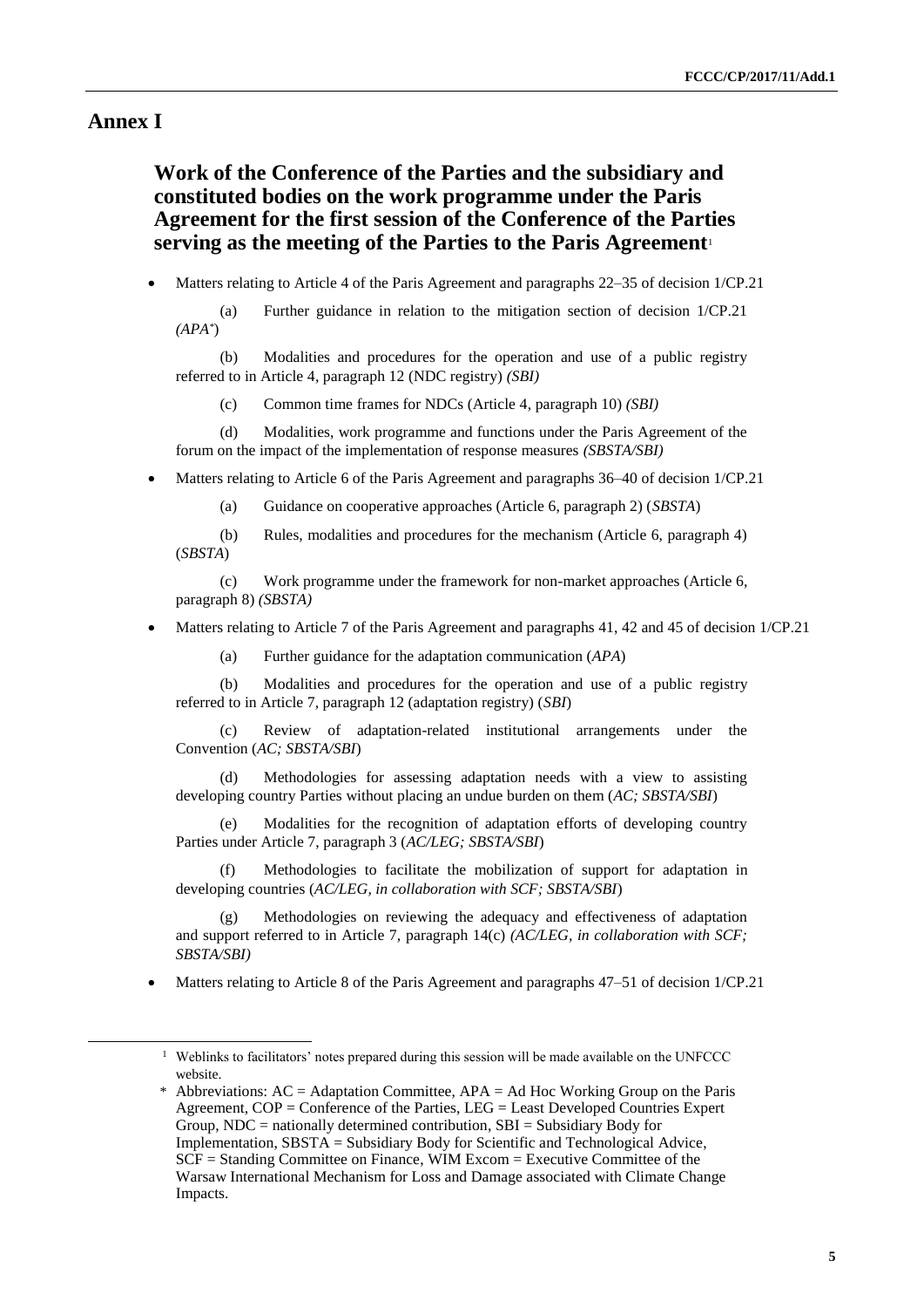# Annex I

## Work of the Conference of the Parties and the subsidiary and constituted bodies on the work programme under the Paris Agreement for the first session of the Conference of the Parties serving as the meeting of the Parties to the Paris Agreement[1]

- Matters relating to Article 4 of the Paris Agreement and paragraphs 22–35 of decision 1/CP.21

  (a) Further guidance in relation to the mitigation section of decision 1/CP.21 *(APA*[*]*)*

  (b) Modalities and procedures for the operation and use of a public registry referred to in Article 4, paragraph 12 (NDC registry) *(SBI)*

  (c) Common time frames for NDCs (Article 4, paragraph 10) *(SBI)*

  (d) Modalities, work programme and functions under the Paris Agreement of the forum on the impact of the implementation of response measures *(SBSTA/SBI)*

- Matters relating to Article 6 of the Paris Agreement and paragraphs 36–40 of decision 1/CP.21

  (a) Guidance on cooperative approaches (Article 6, paragraph 2) (*SBSTA*)

  (b) Rules, modalities and procedures for the mechanism (Article 6, paragraph 4) (*SBSTA*)

  (c) Work programme under the framework for non-market approaches (Article 6, paragraph 8) *(SBSTA)*

- Matters relating to Article 7 of the Paris Agreement and paragraphs 41, 42 and 45 of decision 1/CP.21

  (a) Further guidance for the adaptation communication (*APA*)

  (b) Modalities and procedures for the operation and use of a public registry referred to in Article 7, paragraph 12 (adaptation registry) (*SBI*)

  (c) Review of adaptation-related institutional arrangements under the Convention (*AC; SBSTA/SBI*)

  (d) Methodologies for assessing adaptation needs with a view to assisting developing country Parties without placing an undue burden on them (*AC; SBSTA/SBI*)

  (e) Modalities for the recognition of adaptation efforts of developing country Parties under Article 7, paragraph 3 (*AC/LEG; SBSTA/SBI*)

  (f) Methodologies to facilitate the mobilization of support for adaptation in developing countries (*AC/LEG, in collaboration with SCF; SBSTA/SBI*)

  (g) Methodologies on reviewing the adequacy and effectiveness of adaptation and support referred to in Article 7, paragraph 14(c) *(AC/LEG, in collaboration with SCF; SBSTA/SBI)*

- Matters relating to Article 8 of the Paris Agreement and paragraphs 47–51 of decision 1/CP.21

---

[1] Weblinks to facilitators' notes prepared during this session will be made available on the UNFCCC website.

[*] Abbreviations: AC = Adaptation Committee, APA = Ad Hoc Working Group on the Paris Agreement, COP = Conference of the Parties, LEG = Least Developed Countries Expert Group, NDC = nationally determined contribution, SBI = Subsidiary Body for Implementation, SBSTA = Subsidiary Body for Scientific and Technological Advice, SCF = Standing Committee on Finance, WIM Excom = Executive Committee of the Warsaw International Mechanism for Loss and Damage associated with Climate Change Impacts.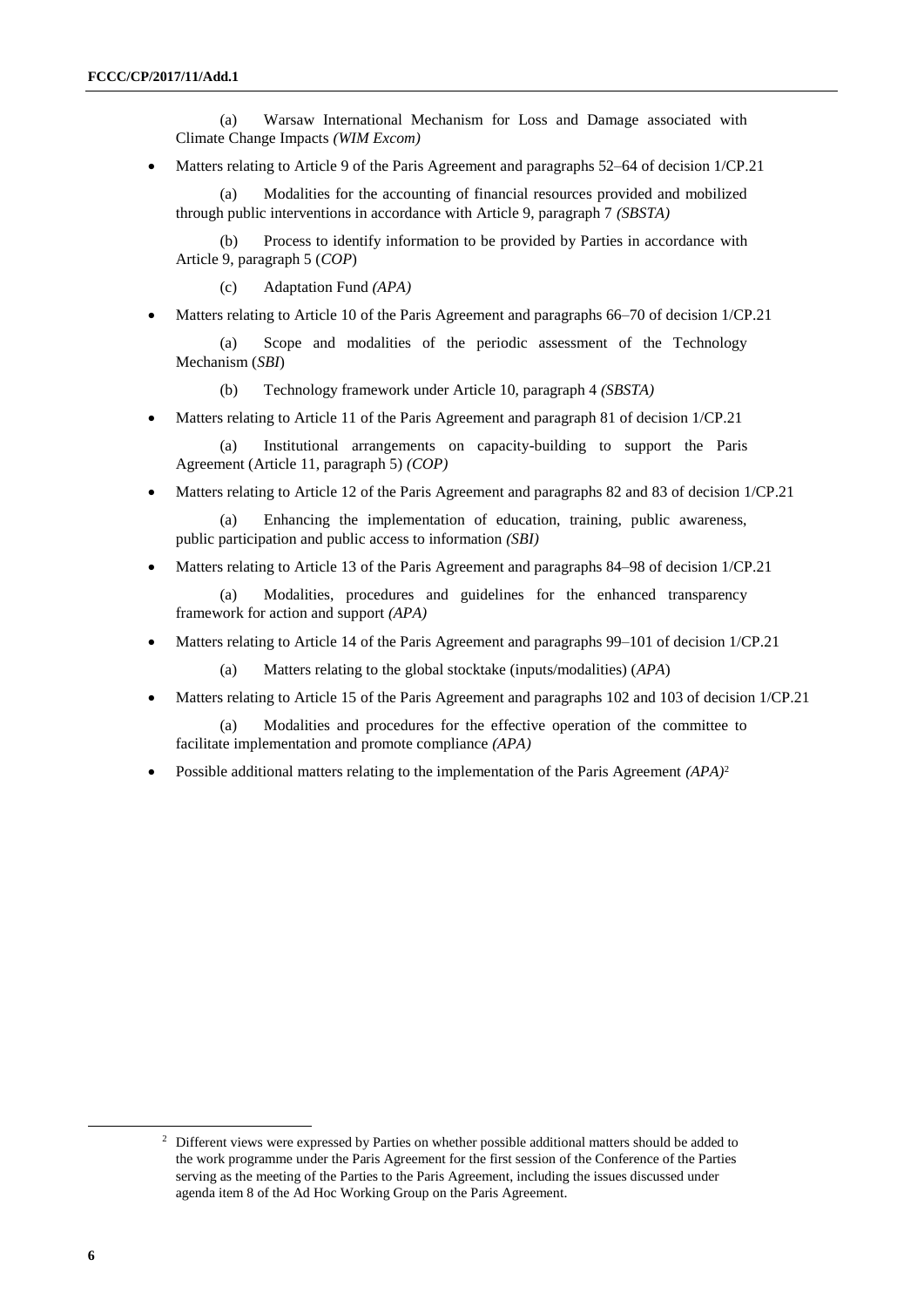(a) Warsaw International Mechanism for Loss and Damage associated with Climate Change Impacts *(WIM Excom)*

- Matters relating to Article 9 of the Paris Agreement and paragraphs 52–64 of decision 1/CP.21

(a) Modalities for the accounting of financial resources provided and mobilized through public interventions in accordance with Article 9, paragraph 7 *(SBSTA)*

(b) Process to identify information to be provided by Parties in accordance with Article 9, paragraph 5 (*COP*)

(c) Adaptation Fund *(APA)*

- Matters relating to Article 10 of the Paris Agreement and paragraphs 66–70 of decision 1/CP.21

(a) Scope and modalities of the periodic assessment of the Technology Mechanism (*SBI*)

(b) Technology framework under Article 10, paragraph 4 *(SBSTA)*

- Matters relating to Article 11 of the Paris Agreement and paragraph 81 of decision 1/CP.21

(a) Institutional arrangements on capacity-building to support the Paris Agreement (Article 11, paragraph 5) *(COP)*

- Matters relating to Article 12 of the Paris Agreement and paragraphs 82 and 83 of decision 1/CP.21

(a) Enhancing the implementation of education, training, public awareness, public participation and public access to information *(SBI)*

- Matters relating to Article 13 of the Paris Agreement and paragraphs 84–98 of decision 1/CP.21

(a) Modalities, procedures and guidelines for the enhanced transparency framework for action and support *(APA)*

- Matters relating to Article 14 of the Paris Agreement and paragraphs 99–101 of decision 1/CP.21

(a) Matters relating to the global stocktake (inputs/modalities) (*APA*)

- Matters relating to Article 15 of the Paris Agreement and paragraphs 102 and 103 of decision 1/CP.21

(a) Modalities and procedures for the effective operation of the committee to facilitate implementation and promote compliance *(APA)*

- Possible additional matters relating to the implementation of the Paris Agreement *(APA)*[2]

[2] Different views were expressed by Parties on whether possible additional matters should be added to the work programme under the Paris Agreement for the first session of the Conference of the Parties serving as the meeting of the Parties to the Paris Agreement, including the issues discussed under agenda item 8 of the Ad Hoc Working Group on the Paris Agreement.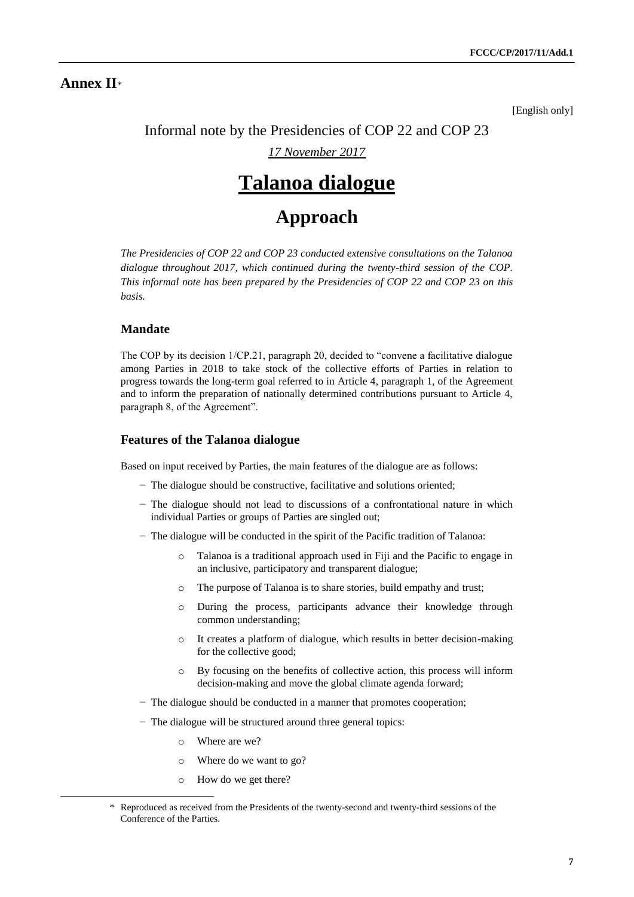## Annex II*

[English only]

Informal note by the Presidencies of COP 22 and COP 23

*17 November 2017*

# Talanoa dialogue

# Approach

*The Presidencies of COP 22 and COP 23 conducted extensive consultations on the Talanoa dialogue throughout 2017, which continued during the twenty-third session of the COP. This informal note has been prepared by the Presidencies of COP 22 and COP 23 on this basis.*

### Mandate

The COP by its decision 1/CP.21, paragraph 20, decided to "convene a facilitative dialogue among Parties in 2018 to take stock of the collective efforts of Parties in relation to progress towards the long-term goal referred to in Article 4, paragraph 1, of the Agreement and to inform the preparation of nationally determined contributions pursuant to Article 4, paragraph 8, of the Agreement".

### Features of the Talanoa dialogue

Based on input received by Parties, the main features of the dialogue are as follows:

- The dialogue should be constructive, facilitative and solutions oriented;
- The dialogue should not lead to discussions of a confrontational nature in which individual Parties or groups of Parties are singled out;
- The dialogue will be conducted in the spirit of the Pacific tradition of Talanoa:
  - Talanoa is a traditional approach used in Fiji and the Pacific to engage in an inclusive, participatory and transparent dialogue;
  - The purpose of Talanoa is to share stories, build empathy and trust;
  - During the process, participants advance their knowledge through common understanding;
  - It creates a platform of dialogue, which results in better decision-making for the collective good;
  - By focusing on the benefits of collective action, this process will inform decision-making and move the global climate agenda forward;
- The dialogue should be conducted in a manner that promotes cooperation;
- The dialogue will be structured around three general topics:
  - Where are we?
  - Where do we want to go?
  - How do we get there?

\* Reproduced as received from the Presidents of the twenty-second and twenty-third sessions of the Conference of the Parties.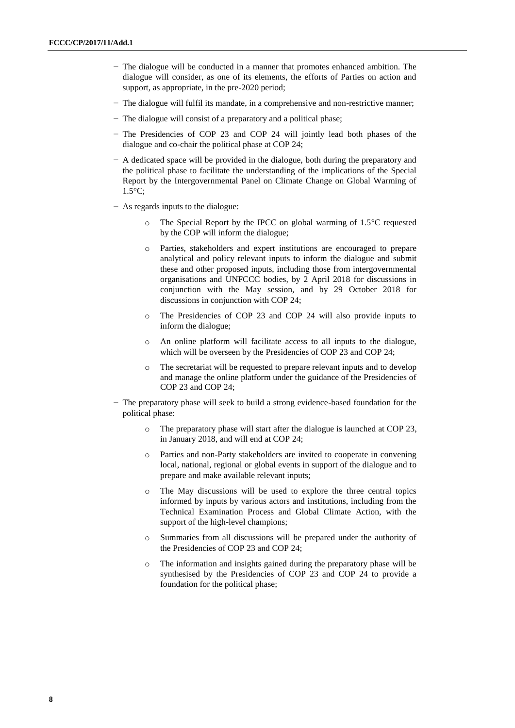- The dialogue will be conducted in a manner that promotes enhanced ambition. The dialogue will consider, as one of its elements, the efforts of Parties on action and support, as appropriate, in the pre-2020 period;
- The dialogue will fulfil its mandate, in a comprehensive and non-restrictive manner;
- The dialogue will consist of a preparatory and a political phase;
- The Presidencies of COP 23 and COP 24 will jointly lead both phases of the dialogue and co-chair the political phase at COP 24;
- A dedicated space will be provided in the dialogue, both during the preparatory and the political phase to facilitate the understanding of the implications of the Special Report by the Intergovernmental Panel on Climate Change on Global Warming of 1.5°C;
- As regards inputs to the dialogue:
  - The Special Report by the IPCC on global warming of 1.5°C requested by the COP will inform the dialogue;
  - Parties, stakeholders and expert institutions are encouraged to prepare analytical and policy relevant inputs to inform the dialogue and submit these and other proposed inputs, including those from intergovernmental organisations and UNFCCC bodies, by 2 April 2018 for discussions in conjunction with the May session, and by 29 October 2018 for discussions in conjunction with COP 24;
  - The Presidencies of COP 23 and COP 24 will also provide inputs to inform the dialogue;
  - An online platform will facilitate access to all inputs to the dialogue, which will be overseen by the Presidencies of COP 23 and COP 24;
  - The secretariat will be requested to prepare relevant inputs and to develop and manage the online platform under the guidance of the Presidencies of COP 23 and COP 24;
- The preparatory phase will seek to build a strong evidence-based foundation for the political phase:
  - The preparatory phase will start after the dialogue is launched at COP 23, in January 2018, and will end at COP 24;
  - Parties and non-Party stakeholders are invited to cooperate in convening local, national, regional or global events in support of the dialogue and to prepare and make available relevant inputs;
  - The May discussions will be used to explore the three central topics informed by inputs by various actors and institutions, including from the Technical Examination Process and Global Climate Action, with the support of the high-level champions;
  - Summaries from all discussions will be prepared under the authority of the Presidencies of COP 23 and COP 24;
  - The information and insights gained during the preparatory phase will be synthesised by the Presidencies of COP 23 and COP 24 to provide a foundation for the political phase;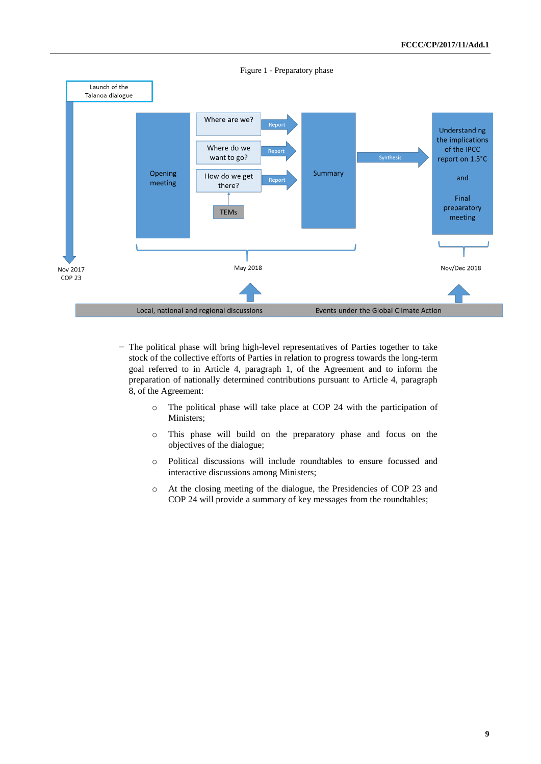Figure 1 - Preparatory phase

Launch of the Talanoa dialogue

Opening meeting

Where are we? → Report

Where do we want to go? → Report

How do we get there? → Report

TEMs

Summary → Synthesis

Understanding the implications of the IPCC report on 1.5°C and Final preparatory meeting

Nov 2017 COP 23

May 2018

Nov/Dec 2018

Local, national and regional discussions

Events under the Global Climate Action

- The political phase will bring high-level representatives of Parties together to take stock of the collective efforts of Parties in relation to progress towards the long-term goal referred to in Article 4, paragraph 1, of the Agreement and to inform the preparation of nationally determined contributions pursuant to Article 4, paragraph 8, of the Agreement:

  - The political phase will take place at COP 24 with the participation of Ministers;
  - This phase will build on the preparatory phase and focus on the objectives of the dialogue;
  - Political discussions will include roundtables to ensure focussed and interactive discussions among Ministers;
  - At the closing meeting of the dialogue, the Presidencies of COP 23 and COP 24 will provide a summary of key messages from the roundtables;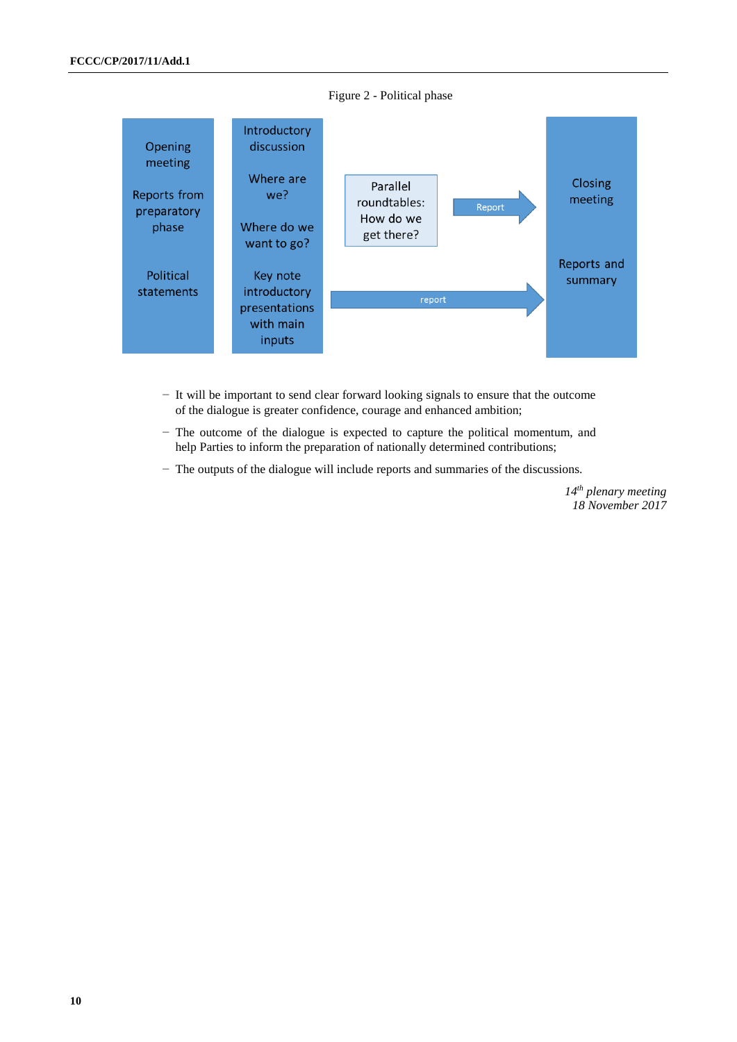Figure 2 - Political phase

| Opening meeting<br><br>Reports from preparatory phase<br><br>Political statements | Introductory discussion<br><br>Where are we?<br><br>Where do we want to go?<br><br>Key note introductory presentations with main inputs | Parallel roundtables: How do we get there? → Report | Closing meeting<br><br>Reports and summary |
|---|---|---|---|
| | report → | | |

- It will be important to send clear forward looking signals to ensure that the outcome of the dialogue is greater confidence, courage and enhanced ambition;
- The outcome of the dialogue is expected to capture the political momentum, and help Parties to inform the preparation of nationally determined contributions;
- The outputs of the dialogue will include reports and summaries of the discussions.

*14th plenary meeting*
*18 November 2017*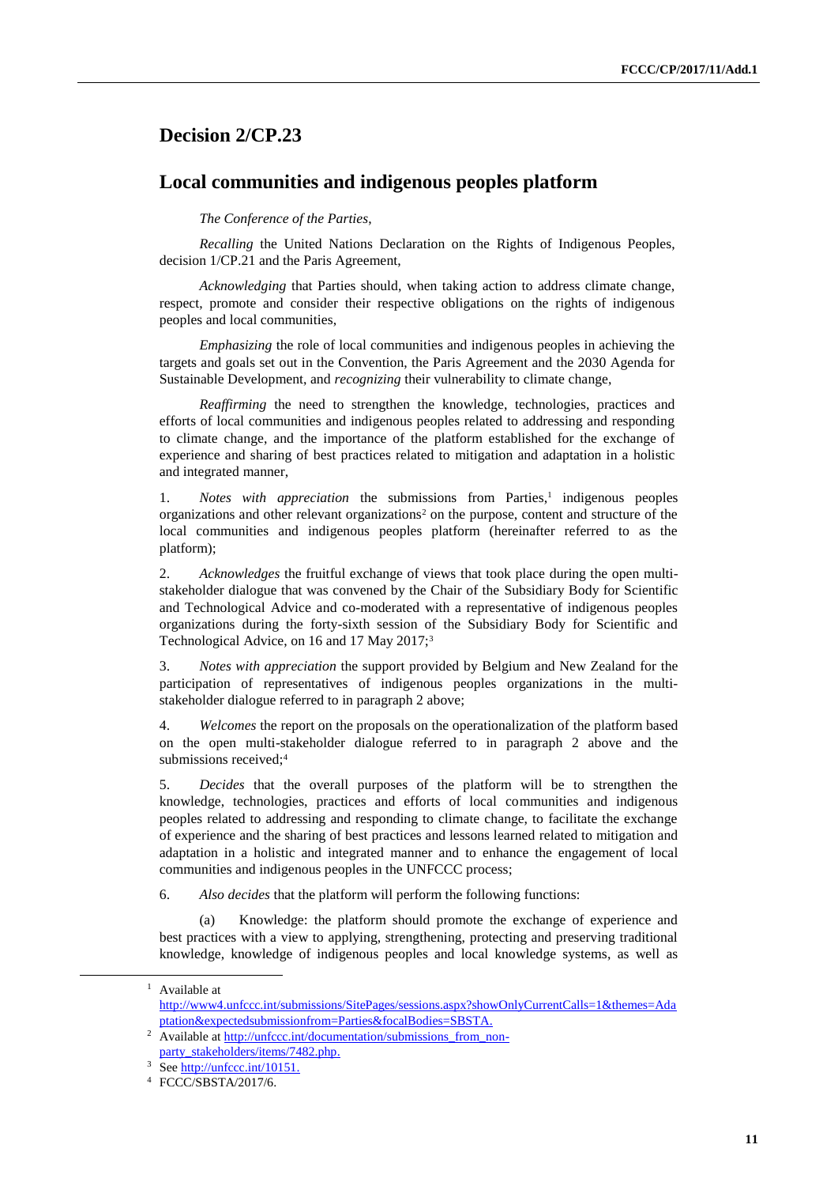# Decision 2/CP.23

## Local communities and indigenous peoples platform

*The Conference of the Parties*,

*Recalling* the United Nations Declaration on the Rights of Indigenous Peoples, decision 1/CP.21 and the Paris Agreement,

*Acknowledging* that Parties should, when taking action to address climate change, respect, promote and consider their respective obligations on the rights of indigenous peoples and local communities,

*Emphasizing* the role of local communities and indigenous peoples in achieving the targets and goals set out in the Convention, the Paris Agreement and the 2030 Agenda for Sustainable Development, and *recognizing* their vulnerability to climate change,

*Reaffirming* the need to strengthen the knowledge, technologies, practices and efforts of local communities and indigenous peoples related to addressing and responding to climate change, and the importance of the platform established for the exchange of experience and sharing of best practices related to mitigation and adaptation in a holistic and integrated manner,

1. *Notes with appreciation* the submissions from Parties,[1] indigenous peoples organizations and other relevant organizations[2] on the purpose, content and structure of the local communities and indigenous peoples platform (hereinafter referred to as the platform);

2. *Acknowledges* the fruitful exchange of views that took place during the open multi-stakeholder dialogue that was convened by the Chair of the Subsidiary Body for Scientific and Technological Advice and co-moderated with a representative of indigenous peoples organizations during the forty-sixth session of the Subsidiary Body for Scientific and Technological Advice, on 16 and 17 May 2017;[3]

3. *Notes with appreciation* the support provided by Belgium and New Zealand for the participation of representatives of indigenous peoples organizations in the multi-stakeholder dialogue referred to in paragraph 2 above;

4. *Welcomes* the report on the proposals on the operationalization of the platform based on the open multi-stakeholder dialogue referred to in paragraph 2 above and the submissions received;[4]

5. *Decides* that the overall purposes of the platform will be to strengthen the knowledge, technologies, practices and efforts of local communities and indigenous peoples related to addressing and responding to climate change, to facilitate the exchange of experience and the sharing of best practices and lessons learned related to mitigation and adaptation in a holistic and integrated manner and to enhance the engagement of local communities and indigenous peoples in the UNFCCC process;

6. *Also decides* that the platform will perform the following functions:

(a) Knowledge: the platform should promote the exchange of experience and best practices with a view to applying, strengthening, protecting and preserving traditional knowledge, knowledge of indigenous peoples and local knowledge systems, as well as

---

[1] Available at http://www4.unfccc.int/submissions/SitePages/sessions.aspx?showOnlyCurrentCalls=1&themes=Adaptation&expectedsubmissionfrom=Parties&focalBodies=SBSTA.

[2] Available at http://unfccc.int/documentation/submissions_from_non-party_stakeholders/items/7482.php.

[3] See http://unfccc.int/10151.

[4] FCCC/SBSTA/2017/6.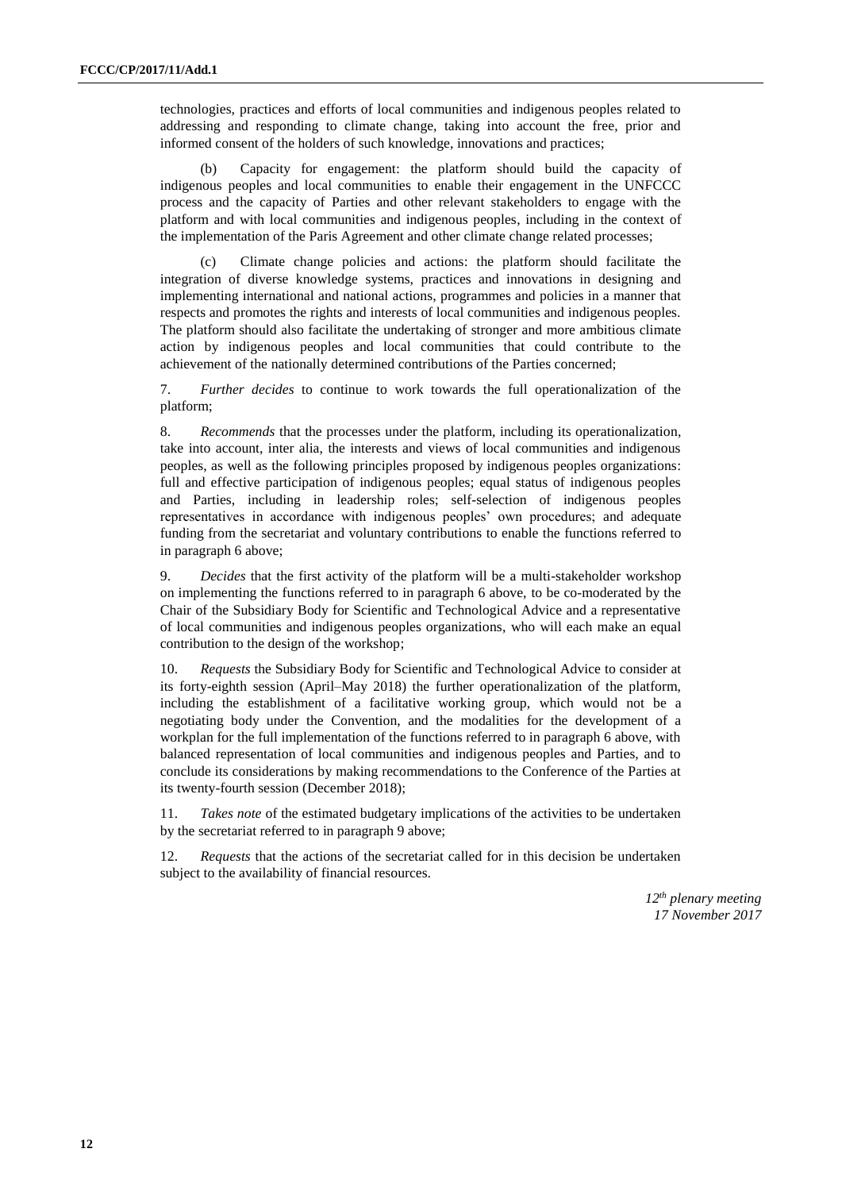technologies, practices and efforts of local communities and indigenous peoples related to addressing and responding to climate change, taking into account the free, prior and informed consent of the holders of such knowledge, innovations and practices;

(b) Capacity for engagement: the platform should build the capacity of indigenous peoples and local communities to enable their engagement in the UNFCCC process and the capacity of Parties and other relevant stakeholders to engage with the platform and with local communities and indigenous peoples, including in the context of the implementation of the Paris Agreement and other climate change related processes;

(c) Climate change policies and actions: the platform should facilitate the integration of diverse knowledge systems, practices and innovations in designing and implementing international and national actions, programmes and policies in a manner that respects and promotes the rights and interests of local communities and indigenous peoples. The platform should also facilitate the undertaking of stronger and more ambitious climate action by indigenous peoples and local communities that could contribute to the achievement of the nationally determined contributions of the Parties concerned;

7. *Further decides* to continue to work towards the full operationalization of the platform;

8. *Recommends* that the processes under the platform, including its operationalization, take into account, inter alia, the interests and views of local communities and indigenous peoples, as well as the following principles proposed by indigenous peoples organizations: full and effective participation of indigenous peoples; equal status of indigenous peoples and Parties, including in leadership roles; self-selection of indigenous peoples representatives in accordance with indigenous peoples' own procedures; and adequate funding from the secretariat and voluntary contributions to enable the functions referred to in paragraph 6 above;

9. *Decides* that the first activity of the platform will be a multi-stakeholder workshop on implementing the functions referred to in paragraph 6 above, to be co-moderated by the Chair of the Subsidiary Body for Scientific and Technological Advice and a representative of local communities and indigenous peoples organizations, who will each make an equal contribution to the design of the workshop;

10. *Requests* the Subsidiary Body for Scientific and Technological Advice to consider at its forty-eighth session (April–May 2018) the further operationalization of the platform, including the establishment of a facilitative working group, which would not be a negotiating body under the Convention, and the modalities for the development of a workplan for the full implementation of the functions referred to in paragraph 6 above, with balanced representation of local communities and indigenous peoples and Parties, and to conclude its considerations by making recommendations to the Conference of the Parties at its twenty-fourth session (December 2018);

11. *Takes note* of the estimated budgetary implications of the activities to be undertaken by the secretariat referred to in paragraph 9 above;

12. *Requests* that the actions of the secretariat called for in this decision be undertaken subject to the availability of financial resources.

*12th plenary meeting*
*17 November 2017*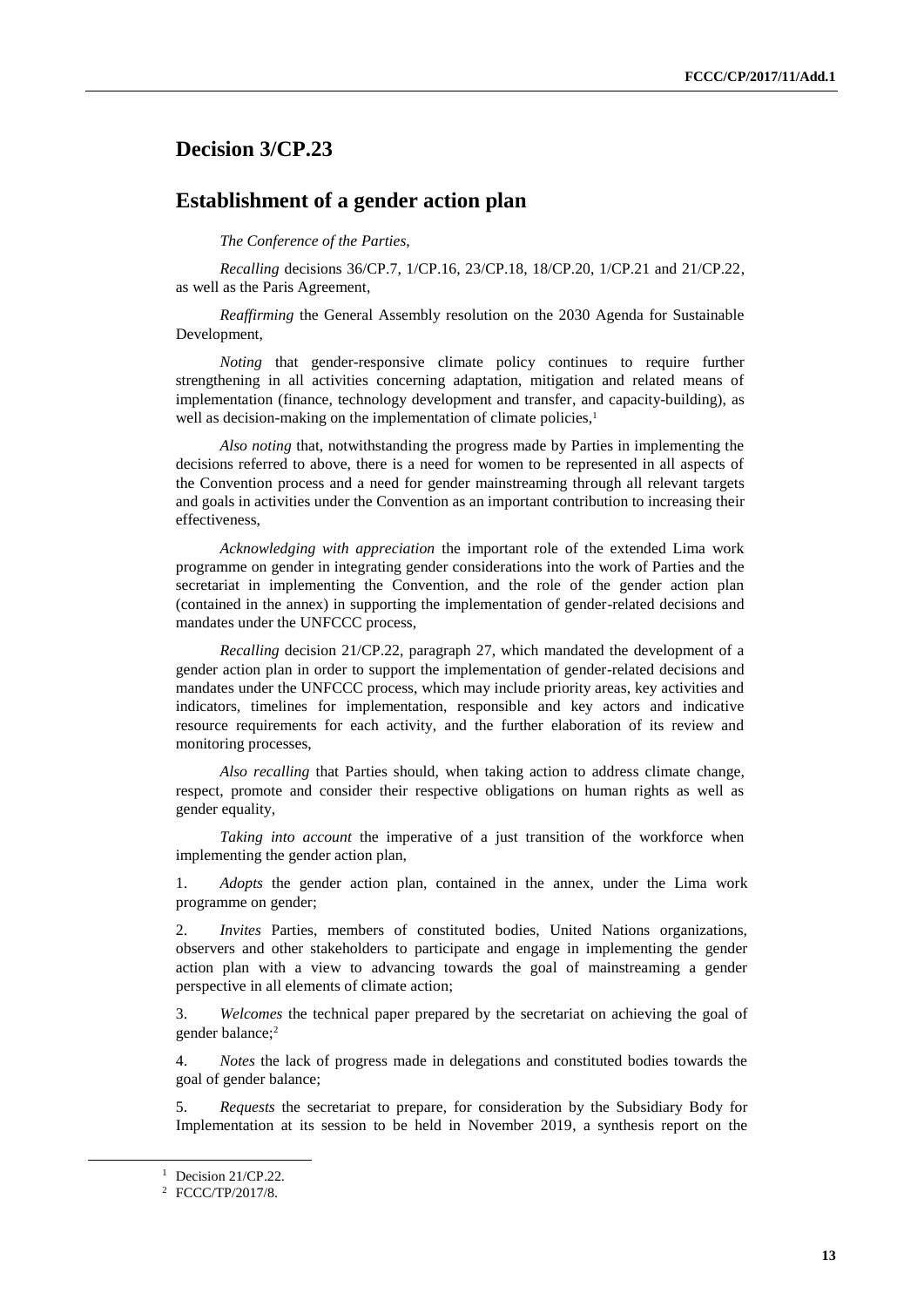## Decision 3/CP.23

## Establishment of a gender action plan

*The Conference of the Parties*,

*Recalling* decisions 36/CP.7, 1/CP.16, 23/CP.18, 18/CP.20, 1/CP.21 and 21/CP.22, as well as the Paris Agreement,

*Reaffirming* the General Assembly resolution on the 2030 Agenda for Sustainable Development,

*Noting* that gender-responsive climate policy continues to require further strengthening in all activities concerning adaptation, mitigation and related means of implementation (finance, technology development and transfer, and capacity-building), as well as decision-making on the implementation of climate policies,[1]

*Also noting* that, notwithstanding the progress made by Parties in implementing the decisions referred to above, there is a need for women to be represented in all aspects of the Convention process and a need for gender mainstreaming through all relevant targets and goals in activities under the Convention as an important contribution to increasing their effectiveness,

*Acknowledging with appreciation* the important role of the extended Lima work programme on gender in integrating gender considerations into the work of Parties and the secretariat in implementing the Convention, and the role of the gender action plan (contained in the annex) in supporting the implementation of gender-related decisions and mandates under the UNFCCC process,

*Recalling* decision 21/CP.22, paragraph 27, which mandated the development of a gender action plan in order to support the implementation of gender-related decisions and mandates under the UNFCCC process, which may include priority areas, key activities and indicators, timelines for implementation, responsible and key actors and indicative resource requirements for each activity, and the further elaboration of its review and monitoring processes,

*Also recalling* that Parties should, when taking action to address climate change, respect, promote and consider their respective obligations on human rights as well as gender equality,

*Taking into account* the imperative of a just transition of the workforce when implementing the gender action plan,

1. *Adopts* the gender action plan, contained in the annex, under the Lima work programme on gender;

2. *Invites* Parties, members of constituted bodies, United Nations organizations, observers and other stakeholders to participate and engage in implementing the gender action plan with a view to advancing towards the goal of mainstreaming a gender perspective in all elements of climate action;

3. *Welcomes* the technical paper prepared by the secretariat on achieving the goal of gender balance;[2]

4. *Notes* the lack of progress made in delegations and constituted bodies towards the goal of gender balance;

5. *Requests* the secretariat to prepare, for consideration by the Subsidiary Body for Implementation at its session to be held in November 2019, a synthesis report on the

---

[1] Decision 21/CP.22.

[2] FCCC/TP/2017/8.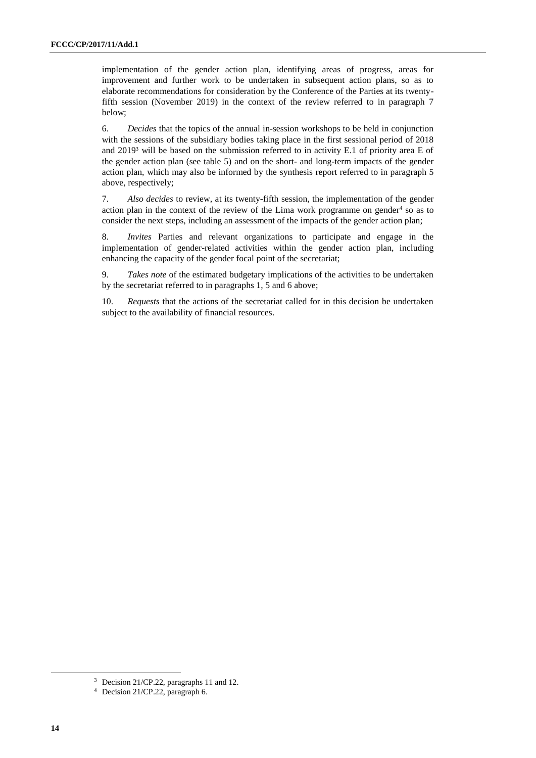implementation of the gender action plan, identifying areas of progress, areas for improvement and further work to be undertaken in subsequent action plans, so as to elaborate recommendations for consideration by the Conference of the Parties at its twenty-fifth session (November 2019) in the context of the review referred to in paragraph 7 below;

6. *Decides* that the topics of the annual in-session workshops to be held in conjunction with the sessions of the subsidiary bodies taking place in the first sessional period of 2018 and 2019[3] will be based on the submission referred to in activity E.1 of priority area E of the gender action plan (see table 5) and on the short- and long-term impacts of the gender action plan, which may also be informed by the synthesis report referred to in paragraph 5 above, respectively;

7. *Also decides* to review, at its twenty-fifth session, the implementation of the gender action plan in the context of the review of the Lima work programme on gender[4] so as to consider the next steps, including an assessment of the impacts of the gender action plan;

8. *Invites* Parties and relevant organizations to participate and engage in the implementation of gender-related activities within the gender action plan, including enhancing the capacity of the gender focal point of the secretariat;

9. *Takes note* of the estimated budgetary implications of the activities to be undertaken by the secretariat referred to in paragraphs 1, 5 and 6 above;

10. *Requests* that the actions of the secretariat called for in this decision be undertaken subject to the availability of financial resources.

---

[3] Decision 21/CP.22, paragraphs 11 and 12.

[4] Decision 21/CP.22, paragraph 6.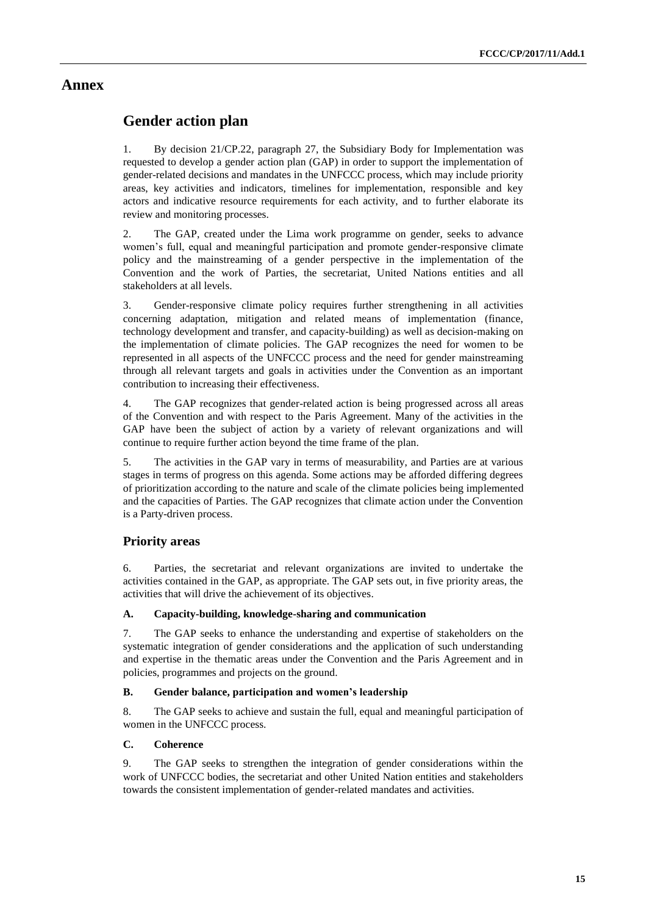# Annex

## Gender action plan

1. By decision 21/CP.22, paragraph 27, the Subsidiary Body for Implementation was requested to develop a gender action plan (GAP) in order to support the implementation of gender-related decisions and mandates in the UNFCCC process, which may include priority areas, key activities and indicators, timelines for implementation, responsible and key actors and indicative resource requirements for each activity, and to further elaborate its review and monitoring processes.

2. The GAP, created under the Lima work programme on gender, seeks to advance women's full, equal and meaningful participation and promote gender-responsive climate policy and the mainstreaming of a gender perspective in the implementation of the Convention and the work of Parties, the secretariat, United Nations entities and all stakeholders at all levels.

3. Gender-responsive climate policy requires further strengthening in all activities concerning adaptation, mitigation and related means of implementation (finance, technology development and transfer, and capacity-building) as well as decision-making on the implementation of climate policies. The GAP recognizes the need for women to be represented in all aspects of the UNFCCC process and the need for gender mainstreaming through all relevant targets and goals in activities under the Convention as an important contribution to increasing their effectiveness.

4. The GAP recognizes that gender-related action is being progressed across all areas of the Convention and with respect to the Paris Agreement. Many of the activities in the GAP have been the subject of action by a variety of relevant organizations and will continue to require further action beyond the time frame of the plan.

5. The activities in the GAP vary in terms of measurability, and Parties are at various stages in terms of progress on this agenda. Some actions may be afforded differing degrees of prioritization according to the nature and scale of the climate policies being implemented and the capacities of Parties. The GAP recognizes that climate action under the Convention is a Party-driven process.

### Priority areas

6. Parties, the secretariat and relevant organizations are invited to undertake the activities contained in the GAP, as appropriate. The GAP sets out, in five priority areas, the activities that will drive the achievement of its objectives.

#### A. Capacity-building, knowledge-sharing and communication

7. The GAP seeks to enhance the understanding and expertise of stakeholders on the systematic integration of gender considerations and the application of such understanding and expertise in the thematic areas under the Convention and the Paris Agreement and in policies, programmes and projects on the ground.

#### B. Gender balance, participation and women's leadership

8. The GAP seeks to achieve and sustain the full, equal and meaningful participation of women in the UNFCCC process.

#### C. Coherence

9. The GAP seeks to strengthen the integration of gender considerations within the work of UNFCCC bodies, the secretariat and other United Nation entities and stakeholders towards the consistent implementation of gender-related mandates and activities.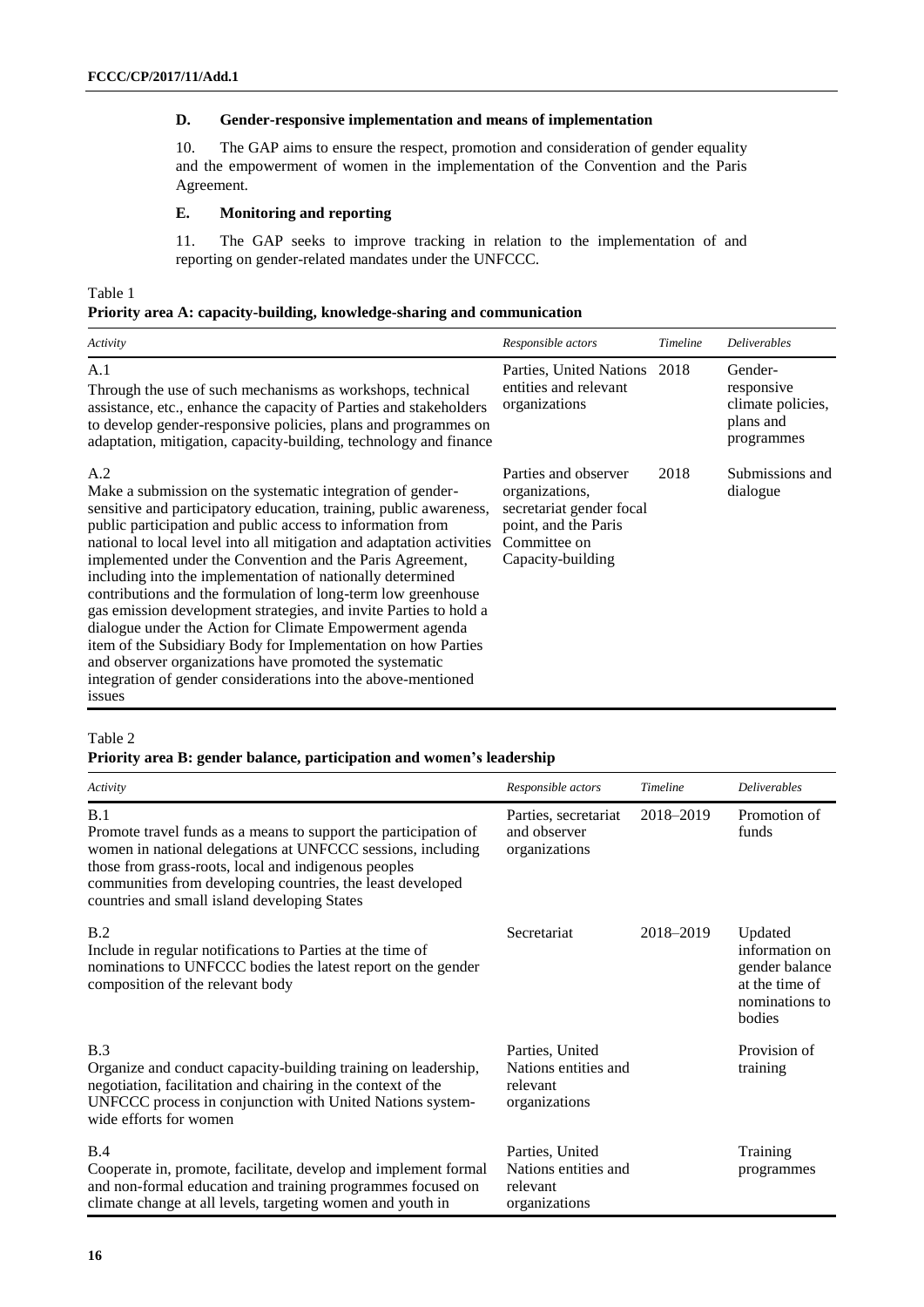### D. Gender-responsive implementation and means of implementation

10. The GAP aims to ensure the respect, promotion and consideration of gender equality and the empowerment of women in the implementation of the Convention and the Paris Agreement.

### E. Monitoring and reporting

11. The GAP seeks to improve tracking in relation to the implementation of and reporting on gender-related mandates under the UNFCCC.

Table 1
**Priority area A: capacity-building, knowledge-sharing and communication**

| *Activity* | *Responsible actors* | *Timeline* | *Deliverables* |
|---|---|---|---|
| A.1<br>Through the use of such mechanisms as workshops, technical assistance, etc., enhance the capacity of Parties and stakeholders to develop gender-responsive policies, plans and programmes on adaptation, mitigation, capacity-building, technology and finance | Parties, United Nations entities and relevant organizations | 2018 | Gender-responsive climate policies, plans and programmes |
| A.2<br>Make a submission on the systematic integration of gender-sensitive and participatory education, training, public awareness, public participation and public access to information from national to local level into all mitigation and adaptation activities implemented under the Convention and the Paris Agreement, including into the implementation of nationally determined contributions and the formulation of long-term low greenhouse gas emission development strategies, and invite Parties to hold a dialogue under the Action for Climate Empowerment agenda item of the Subsidiary Body for Implementation on how Parties and observer organizations have promoted the systematic integration of gender considerations into the above-mentioned issues | Parties and observer organizations, secretariat gender focal point, and the Paris Committee on Capacity-building | 2018 | Submissions and dialogue |

Table 2
**Priority area B: gender balance, participation and women's leadership**

| *Activity* | *Responsible actors* | *Timeline* | *Deliverables* |
|---|---|---|---|
| B.1<br>Promote travel funds as a means to support the participation of women in national delegations at UNFCCC sessions, including those from grass-roots, local and indigenous peoples communities from developing countries, the least developed countries and small island developing States | Parties, secretariat and observer organizations | 2018–2019 | Promotion of funds |
| B.2<br>Include in regular notifications to Parties at the time of nominations to UNFCCC bodies the latest report on the gender composition of the relevant body | Secretariat | 2018–2019 | Updated information on gender balance at the time of nominations to bodies |
| B.3<br>Organize and conduct capacity-building training on leadership, negotiation, facilitation and chairing in the context of the UNFCCC process in conjunction with United Nations system-wide efforts for women | Parties, United Nations entities and relevant organizations | | Provision of training |
| B.4<br>Cooperate in, promote, facilitate, develop and implement formal and non-formal education and training programmes focused on climate change at all levels, targeting women and youth in | Parties, United Nations entities and relevant organizations | | Training programmes |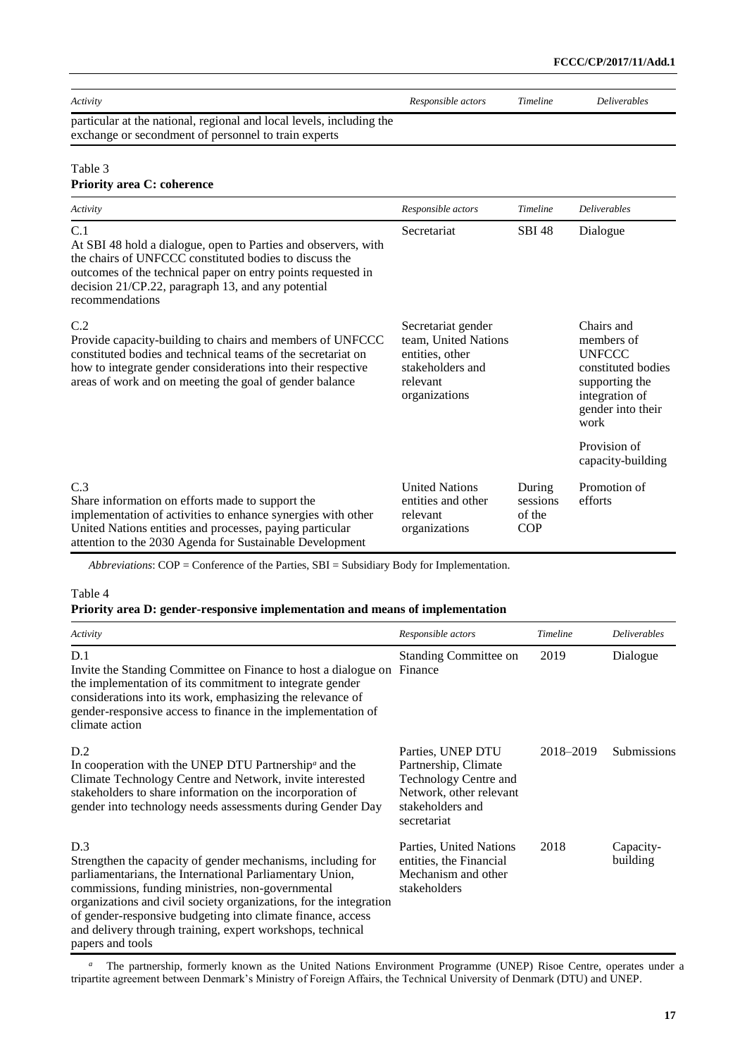| Activity | Responsible actors | Timeline | Deliverables |
| --- | --- | --- | --- |
| particular at the national, regional and local levels, including the exchange or secondment of personnel to train experts | | | |

Table 3
**Priority area C: coherence**

| Activity | Responsible actors | Timeline | Deliverables |
| --- | --- | --- | --- |
| C.1<br>At SBI 48 hold a dialogue, open to Parties and observers, with the chairs of UNFCCC constituted bodies to discuss the outcomes of the technical paper on entry points requested in decision 21/CP.22, paragraph 13, and any potential recommendations | Secretariat | SBI 48 | Dialogue |
| C.2<br>Provide capacity-building to chairs and members of UNFCCC constituted bodies and technical teams of the secretariat on how to integrate gender considerations into their respective areas of work and on meeting the goal of gender balance | Secretariat gender team, United Nations entities, other stakeholders and relevant organizations | | Chairs and members of UNFCCC constituted bodies supporting the integration of gender into their work<br><br>Provision of capacity-building |
| C.3<br>Share information on efforts made to support the implementation of activities to enhance synergies with other United Nations entities and processes, paying particular attention to the 2030 Agenda for Sustainable Development | United Nations entities and other relevant organizations | During sessions of the COP | Promotion of efforts |

*Abbreviations*: COP = Conference of the Parties, SBI = Subsidiary Body for Implementation.

Table 4
**Priority area D: gender-responsive implementation and means of implementation**

| Activity | Responsible actors | Timeline | Deliverables |
| --- | --- | --- | --- |
| D.1<br>Invite the Standing Committee on Finance to host a dialogue on the implementation of its commitment to integrate gender considerations into its work, emphasizing the relevance of gender-responsive access to finance in the implementation of climate action | Standing Committee on Finance | 2019 | Dialogue |
| D.2<br>In cooperation with the UNEP DTU Partnership[a] and the Climate Technology Centre and Network, invite interested stakeholders to share information on the incorporation of gender into technology needs assessments during Gender Day | Parties, UNEP DTU Partnership, Climate Technology Centre and Network, other relevant stakeholders and secretariat | 2018–2019 | Submissions |
| D.3<br>Strengthen the capacity of gender mechanisms, including for parliamentarians, the International Parliamentary Union, commissions, funding ministries, non-governmental organizations and civil society organizations, for the integration of gender-responsive budgeting into climate finance, access and delivery through training, expert workshops, technical papers and tools | Parties, United Nations entities, the Financial Mechanism and other stakeholders | 2018 | Capacity-building |

[a] The partnership, formerly known as the United Nations Environment Programme (UNEP) Risoe Centre, operates under a tripartite agreement between Denmark's Ministry of Foreign Affairs, the Technical University of Denmark (DTU) and UNEP.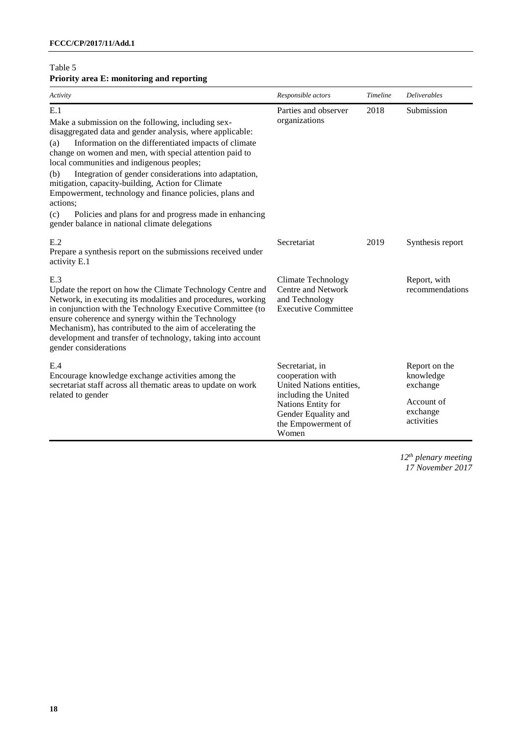Table 5
**Priority area E: monitoring and reporting**

| *Activity* | *Responsible actors* | *Timeline* | *Deliverables* |
|---|---|---|---|
| E.1<br>Make a submission on the following, including sex-disaggregated data and gender analysis, where applicable:<br>(a) Information on the differentiated impacts of climate change on women and men, with special attention paid to local communities and indigenous peoples;<br>(b) Integration of gender considerations into adaptation, mitigation, capacity-building, Action for Climate Empowerment, technology and finance policies, plans and actions;<br>(c) Policies and plans for and progress made in enhancing gender balance in national climate delegations | Parties and observer organizations | 2018 | Submission |
| E.2<br>Prepare a synthesis report on the submissions received under activity E.1 | Secretariat | 2019 | Synthesis report |
| E.3<br>Update the report on how the Climate Technology Centre and Network, in executing its modalities and procedures, working in conjunction with the Technology Executive Committee (to ensure coherence and synergy within the Technology Mechanism), has contributed to the aim of accelerating the development and transfer of technology, taking into account gender considerations | Climate Technology Centre and Network and Technology Executive Committee | | Report, with recommendations |
| E.4<br>Encourage knowledge exchange activities among the secretariat staff across all thematic areas to update on work related to gender | Secretariat, in cooperation with United Nations entities, including the United Nations Entity for Gender Equality and the Empowerment of Women | | Report on the knowledge exchange<br>Account of exchange activities |

*12th plenary meeting*
*17 November 2017*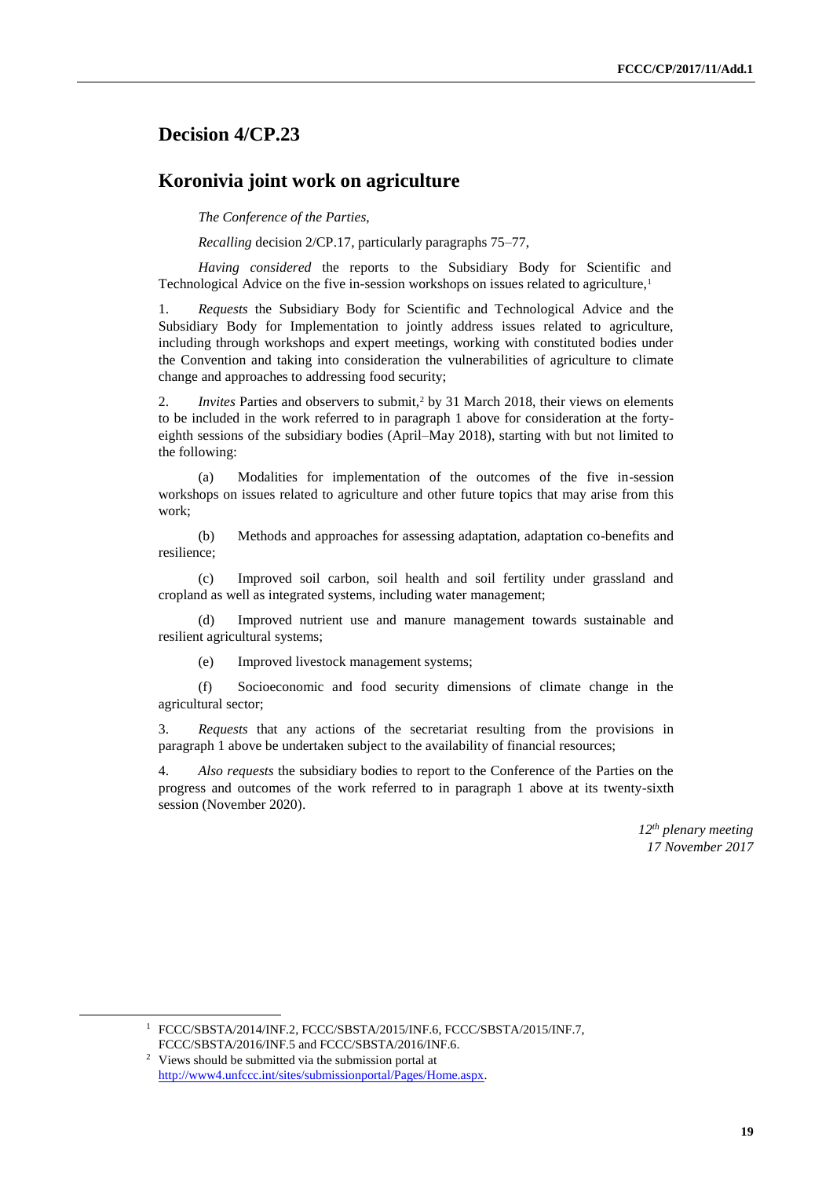# Decision 4/CP.23

## Koronivia joint work on agriculture

*The Conference of the Parties*,

*Recalling* decision 2/CP.17, particularly paragraphs 75–77,

*Having considered* the reports to the Subsidiary Body for Scientific and Technological Advice on the five in-session workshops on issues related to agriculture,[1]

1. *Requests* the Subsidiary Body for Scientific and Technological Advice and the Subsidiary Body for Implementation to jointly address issues related to agriculture, including through workshops and expert meetings, working with constituted bodies under the Convention and taking into consideration the vulnerabilities of agriculture to climate change and approaches to addressing food security;

2. *Invites* Parties and observers to submit,[2] by 31 March 2018, their views on elements to be included in the work referred to in paragraph 1 above for consideration at the forty-eighth sessions of the subsidiary bodies (April–May 2018), starting with but not limited to the following:

(a) Modalities for implementation of the outcomes of the five in-session workshops on issues related to agriculture and other future topics that may arise from this work;

(b) Methods and approaches for assessing adaptation, adaptation co-benefits and resilience;

(c) Improved soil carbon, soil health and soil fertility under grassland and cropland as well as integrated systems, including water management;

(d) Improved nutrient use and manure management towards sustainable and resilient agricultural systems;

(e) Improved livestock management systems;

(f) Socioeconomic and food security dimensions of climate change in the agricultural sector;

3. *Requests* that any actions of the secretariat resulting from the provisions in paragraph 1 above be undertaken subject to the availability of financial resources;

4. *Also requests* the subsidiary bodies to report to the Conference of the Parties on the progress and outcomes of the work referred to in paragraph 1 above at its twenty-sixth session (November 2020).

*12th plenary meeting*
*17 November 2017*

---

[1] FCCC/SBSTA/2014/INF.2, FCCC/SBSTA/2015/INF.6, FCCC/SBSTA/2015/INF.7, FCCC/SBSTA/2016/INF.5 and FCCC/SBSTA/2016/INF.6.

[2] Views should be submitted via the submission portal at http://www4.unfccc.int/sites/submissionportal/Pages/Home.aspx.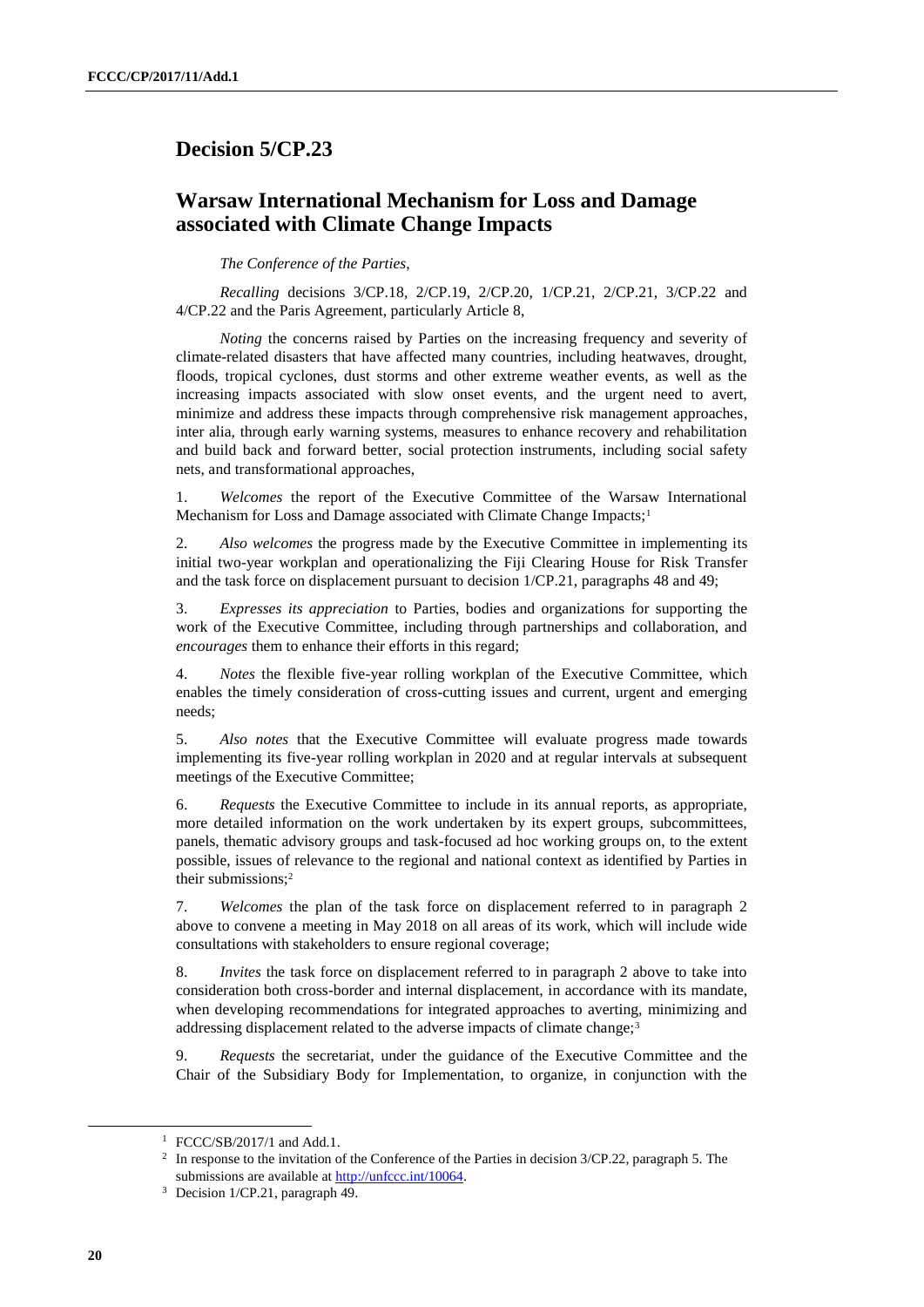# Decision 5/CP.23

## Warsaw International Mechanism for Loss and Damage associated with Climate Change Impacts

*The Conference of the Parties*,

*Recalling* decisions 3/CP.18, 2/CP.19, 2/CP.20, 1/CP.21, 2/CP.21, 3/CP.22 and 4/CP.22 and the Paris Agreement, particularly Article 8,

*Noting* the concerns raised by Parties on the increasing frequency and severity of climate-related disasters that have affected many countries, including heatwaves, drought, floods, tropical cyclones, dust storms and other extreme weather events, as well as the increasing impacts associated with slow onset events, and the urgent need to avert, minimize and address these impacts through comprehensive risk management approaches, inter alia, through early warning systems, measures to enhance recovery and rehabilitation and build back and forward better, social protection instruments, including social safety nets, and transformational approaches,

1. *Welcomes* the report of the Executive Committee of the Warsaw International Mechanism for Loss and Damage associated with Climate Change Impacts;[1]

2. *Also welcomes* the progress made by the Executive Committee in implementing its initial two-year workplan and operationalizing the Fiji Clearing House for Risk Transfer and the task force on displacement pursuant to decision 1/CP.21, paragraphs 48 and 49;

3. *Expresses its appreciation* to Parties, bodies and organizations for supporting the work of the Executive Committee, including through partnerships and collaboration, and *encourages* them to enhance their efforts in this regard;

4. *Notes* the flexible five-year rolling workplan of the Executive Committee, which enables the timely consideration of cross-cutting issues and current, urgent and emerging needs;

5. *Also notes* that the Executive Committee will evaluate progress made towards implementing its five-year rolling workplan in 2020 and at regular intervals at subsequent meetings of the Executive Committee;

6. *Requests* the Executive Committee to include in its annual reports, as appropriate, more detailed information on the work undertaken by its expert groups, subcommittees, panels, thematic advisory groups and task-focused ad hoc working groups on, to the extent possible, issues of relevance to the regional and national context as identified by Parties in their submissions;[2]

7. *Welcomes* the plan of the task force on displacement referred to in paragraph 2 above to convene a meeting in May 2018 on all areas of its work, which will include wide consultations with stakeholders to ensure regional coverage;

8. *Invites* the task force on displacement referred to in paragraph 2 above to take into consideration both cross-border and internal displacement, in accordance with its mandate, when developing recommendations for integrated approaches to averting, minimizing and addressing displacement related to the adverse impacts of climate change;[3]

9. *Requests* the secretariat, under the guidance of the Executive Committee and the Chair of the Subsidiary Body for Implementation, to organize, in conjunction with the

---

[1] FCCC/SB/2017/1 and Add.1.

[2] In response to the invitation of the Conference of the Parties in decision 3/CP.22, paragraph 5. The submissions are available at http://unfccc.int/10064.

[3] Decision 1/CP.21, paragraph 49.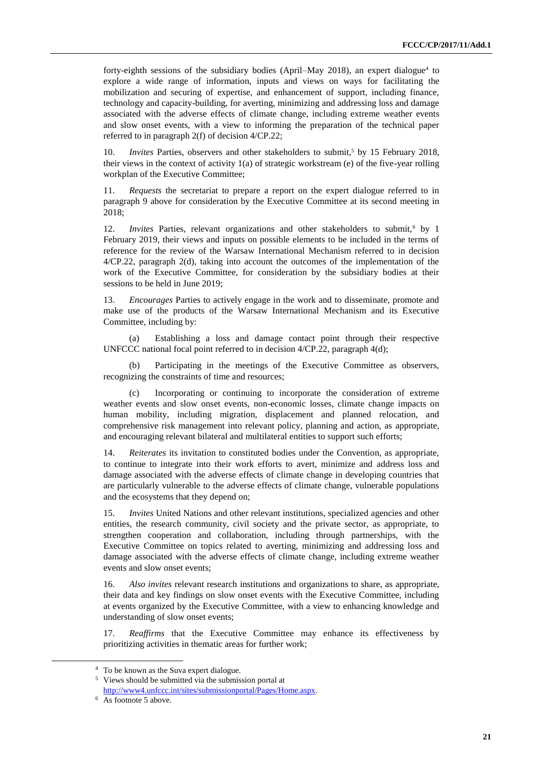forty-eighth sessions of the subsidiary bodies (April–May 2018), an expert dialogue[4] to explore a wide range of information, inputs and views on ways for facilitating the mobilization and securing of expertise, and enhancement of support, including finance, technology and capacity-building, for averting, minimizing and addressing loss and damage associated with the adverse effects of climate change, including extreme weather events and slow onset events, with a view to informing the preparation of the technical paper referred to in paragraph 2(f) of decision 4/CP.22;

10. *Invites* Parties, observers and other stakeholders to submit,[5] by 15 February 2018, their views in the context of activity 1(a) of strategic workstream (e) of the five-year rolling workplan of the Executive Committee;

11. *Requests* the secretariat to prepare a report on the expert dialogue referred to in paragraph 9 above for consideration by the Executive Committee at its second meeting in 2018;

12. *Invites* Parties, relevant organizations and other stakeholders to submit,[6] by 1 February 2019, their views and inputs on possible elements to be included in the terms of reference for the review of the Warsaw International Mechanism referred to in decision 4/CP.22, paragraph 2(d), taking into account the outcomes of the implementation of the work of the Executive Committee, for consideration by the subsidiary bodies at their sessions to be held in June 2019;

13. *Encourages* Parties to actively engage in the work and to disseminate, promote and make use of the products of the Warsaw International Mechanism and its Executive Committee, including by:

(a) Establishing a loss and damage contact point through their respective UNFCCC national focal point referred to in decision 4/CP.22, paragraph 4(d);

(b) Participating in the meetings of the Executive Committee as observers, recognizing the constraints of time and resources;

(c) Incorporating or continuing to incorporate the consideration of extreme weather events and slow onset events, non-economic losses, climate change impacts on human mobility, including migration, displacement and planned relocation, and comprehensive risk management into relevant policy, planning and action, as appropriate, and encouraging relevant bilateral and multilateral entities to support such efforts;

14. *Reiterates* its invitation to constituted bodies under the Convention, as appropriate, to continue to integrate into their work efforts to avert, minimize and address loss and damage associated with the adverse effects of climate change in developing countries that are particularly vulnerable to the adverse effects of climate change, vulnerable populations and the ecosystems that they depend on;

15. *Invites* United Nations and other relevant institutions, specialized agencies and other entities, the research community, civil society and the private sector, as appropriate, to strengthen cooperation and collaboration, including through partnerships, with the Executive Committee on topics related to averting, minimizing and addressing loss and damage associated with the adverse effects of climate change, including extreme weather events and slow onset events;

16. *Also invites* relevant research institutions and organizations to share, as appropriate, their data and key findings on slow onset events with the Executive Committee, including at events organized by the Executive Committee, with a view to enhancing knowledge and understanding of slow onset events;

17. *Reaffirms* that the Executive Committee may enhance its effectiveness by prioritizing activities in thematic areas for further work;

---

[4] To be known as the Suva expert dialogue.

[5] Views should be submitted via the submission portal at http://www4.unfccc.int/sites/submissionportal/Pages/Home.aspx.

[6] As footnote 5 above.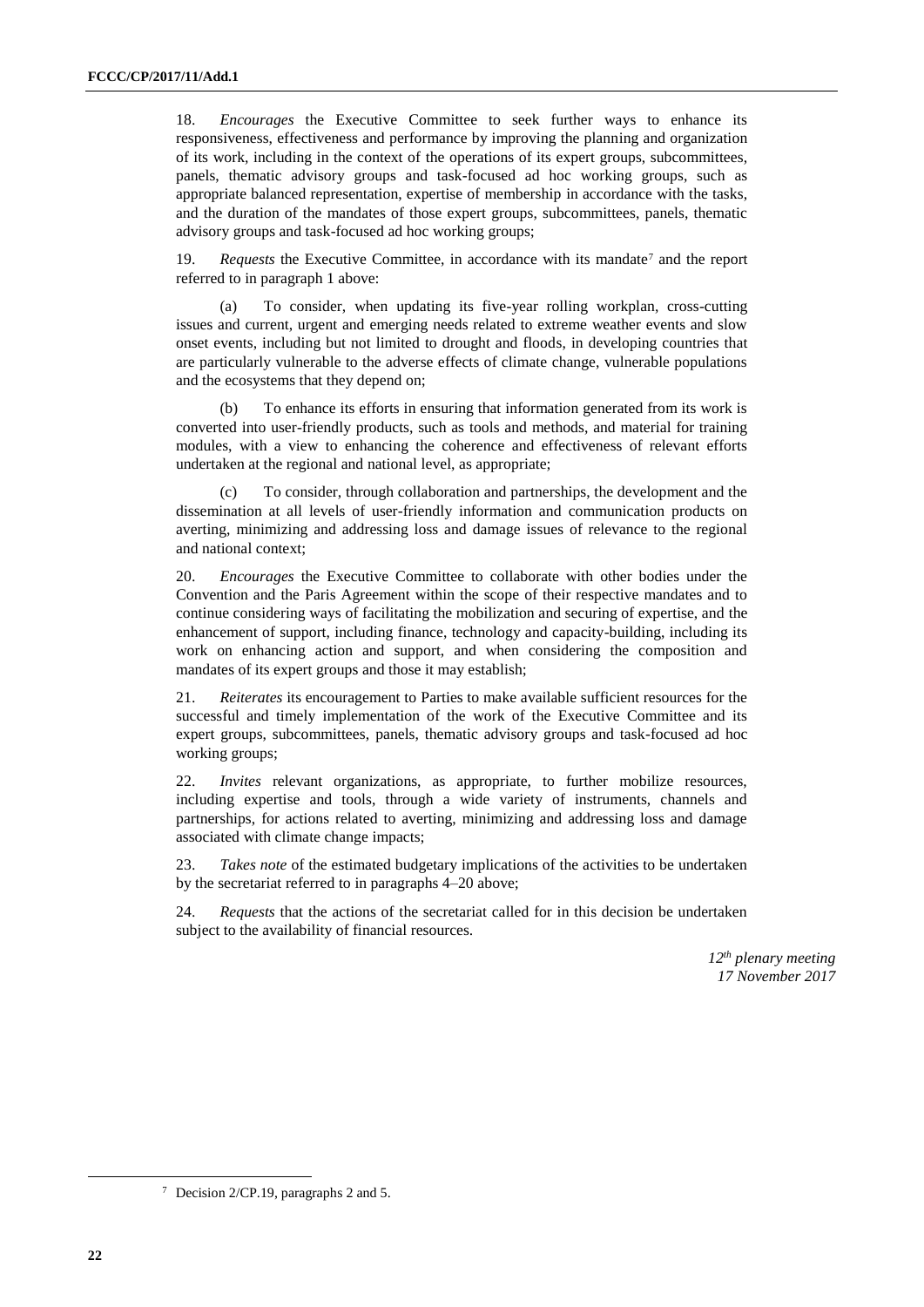18. *Encourages* the Executive Committee to seek further ways to enhance its responsiveness, effectiveness and performance by improving the planning and organization of its work, including in the context of the operations of its expert groups, subcommittees, panels, thematic advisory groups and task-focused ad hoc working groups, such as appropriate balanced representation, expertise of membership in accordance with the tasks, and the duration of the mandates of those expert groups, subcommittees, panels, thematic advisory groups and task-focused ad hoc working groups;

19. *Requests* the Executive Committee, in accordance with its mandate[7] and the report referred to in paragraph 1 above:

(a) To consider, when updating its five-year rolling workplan, cross-cutting issues and current, urgent and emerging needs related to extreme weather events and slow onset events, including but not limited to drought and floods, in developing countries that are particularly vulnerable to the adverse effects of climate change, vulnerable populations and the ecosystems that they depend on;

(b) To enhance its efforts in ensuring that information generated from its work is converted into user-friendly products, such as tools and methods, and material for training modules, with a view to enhancing the coherence and effectiveness of relevant efforts undertaken at the regional and national level, as appropriate;

(c) To consider, through collaboration and partnerships, the development and the dissemination at all levels of user-friendly information and communication products on averting, minimizing and addressing loss and damage issues of relevance to the regional and national context;

20. *Encourages* the Executive Committee to collaborate with other bodies under the Convention and the Paris Agreement within the scope of their respective mandates and to continue considering ways of facilitating the mobilization and securing of expertise, and the enhancement of support, including finance, technology and capacity-building, including its work on enhancing action and support, and when considering the composition and mandates of its expert groups and those it may establish;

21. *Reiterates* its encouragement to Parties to make available sufficient resources for the successful and timely implementation of the work of the Executive Committee and its expert groups, subcommittees, panels, thematic advisory groups and task-focused ad hoc working groups;

22. *Invites* relevant organizations, as appropriate, to further mobilize resources, including expertise and tools, through a wide variety of instruments, channels and partnerships, for actions related to averting, minimizing and addressing loss and damage associated with climate change impacts;

23. *Takes note* of the estimated budgetary implications of the activities to be undertaken by the secretariat referred to in paragraphs 4–20 above;

24. *Requests* that the actions of the secretariat called for in this decision be undertaken subject to the availability of financial resources.

*12th plenary meeting*
*17 November 2017*

---

[7] Decision 2/CP.19, paragraphs 2 and 5.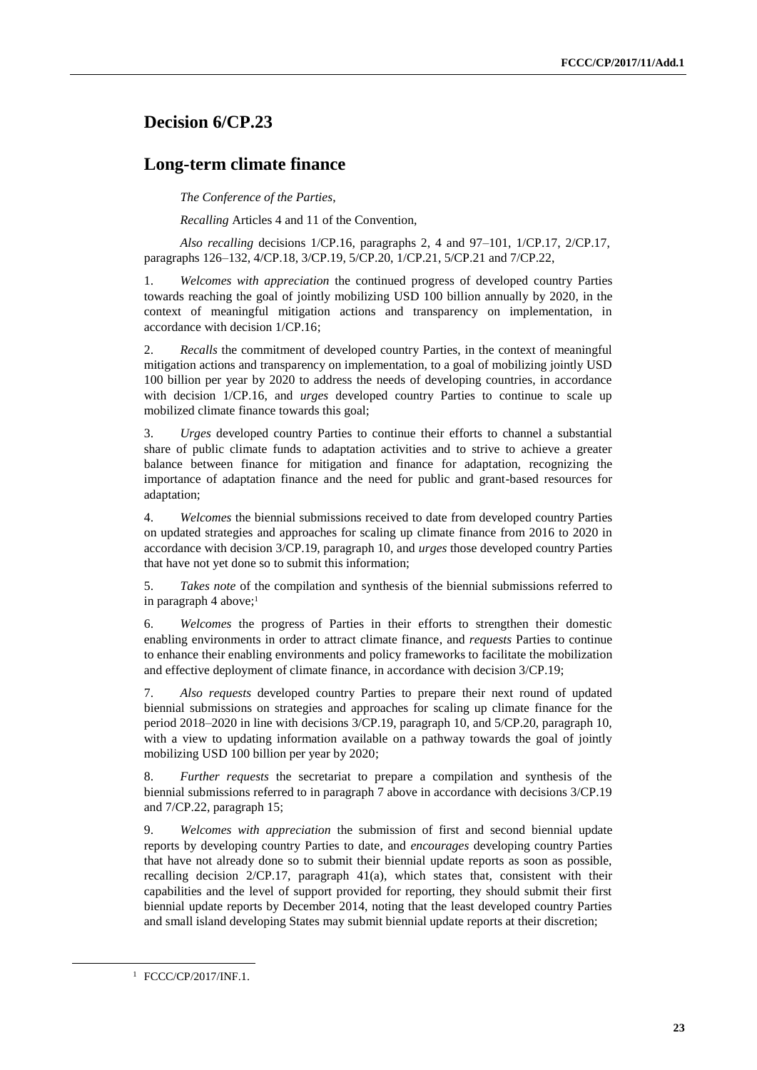## Decision 6/CP.23

## Long-term climate finance

*The Conference of the Parties*,

*Recalling* Articles 4 and 11 of the Convention,

*Also recalling* decisions 1/CP.16, paragraphs 2, 4 and 97–101, 1/CP.17, 2/CP.17, paragraphs 126–132, 4/CP.18, 3/CP.19, 5/CP.20, 1/CP.21, 5/CP.21 and 7/CP.22,

1. *Welcomes with appreciation* the continued progress of developed country Parties towards reaching the goal of jointly mobilizing USD 100 billion annually by 2020, in the context of meaningful mitigation actions and transparency on implementation, in accordance with decision 1/CP.16;

2. *Recalls* the commitment of developed country Parties, in the context of meaningful mitigation actions and transparency on implementation, to a goal of mobilizing jointly USD 100 billion per year by 2020 to address the needs of developing countries, in accordance with decision 1/CP.16, and *urges* developed country Parties to continue to scale up mobilized climate finance towards this goal;

3. *Urges* developed country Parties to continue their efforts to channel a substantial share of public climate funds to adaptation activities and to strive to achieve a greater balance between finance for mitigation and finance for adaptation, recognizing the importance of adaptation finance and the need for public and grant-based resources for adaptation;

4. *Welcomes* the biennial submissions received to date from developed country Parties on updated strategies and approaches for scaling up climate finance from 2016 to 2020 in accordance with decision 3/CP.19, paragraph 10, and *urges* those developed country Parties that have not yet done so to submit this information;

5. *Takes note* of the compilation and synthesis of the biennial submissions referred to in paragraph 4 above;[1]

6. *Welcomes* the progress of Parties in their efforts to strengthen their domestic enabling environments in order to attract climate finance, and *requests* Parties to continue to enhance their enabling environments and policy frameworks to facilitate the mobilization and effective deployment of climate finance, in accordance with decision 3/CP.19;

7. *Also requests* developed country Parties to prepare their next round of updated biennial submissions on strategies and approaches for scaling up climate finance for the period 2018–2020 in line with decisions 3/CP.19, paragraph 10, and 5/CP.20, paragraph 10, with a view to updating information available on a pathway towards the goal of jointly mobilizing USD 100 billion per year by 2020;

8. *Further requests* the secretariat to prepare a compilation and synthesis of the biennial submissions referred to in paragraph 7 above in accordance with decisions 3/CP.19 and 7/CP.22, paragraph 15;

9. *Welcomes with appreciation* the submission of first and second biennial update reports by developing country Parties to date, and *encourages* developing country Parties that have not already done so to submit their biennial update reports as soon as possible, recalling decision 2/CP.17, paragraph 41(a), which states that, consistent with their capabilities and the level of support provided for reporting, they should submit their first biennial update reports by December 2014, noting that the least developed country Parties and small island developing States may submit biennial update reports at their discretion;

[1] FCCC/CP/2017/INF.1.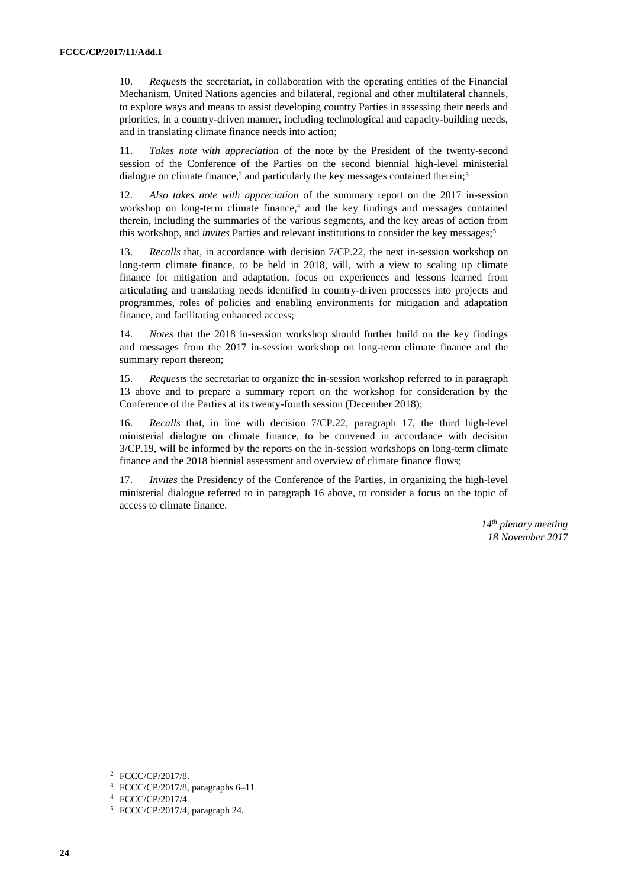10. *Requests* the secretariat, in collaboration with the operating entities of the Financial Mechanism, United Nations agencies and bilateral, regional and other multilateral channels, to explore ways and means to assist developing country Parties in assessing their needs and priorities, in a country-driven manner, including technological and capacity-building needs, and in translating climate finance needs into action;

11. *Takes note with appreciation* of the note by the President of the twenty-second session of the Conference of the Parties on the second biennial high-level ministerial dialogue on climate finance,[2] and particularly the key messages contained therein;[3]

12. *Also takes note with appreciation* of the summary report on the 2017 in-session workshop on long-term climate finance,[4] and the key findings and messages contained therein, including the summaries of the various segments, and the key areas of action from this workshop, and *invites* Parties and relevant institutions to consider the key messages;[5]

13. *Recalls* that, in accordance with decision 7/CP.22, the next in-session workshop on long-term climate finance, to be held in 2018, will, with a view to scaling up climate finance for mitigation and adaptation, focus on experiences and lessons learned from articulating and translating needs identified in country-driven processes into projects and programmes, roles of policies and enabling environments for mitigation and adaptation finance, and facilitating enhanced access;

14. *Notes* that the 2018 in-session workshop should further build on the key findings and messages from the 2017 in-session workshop on long-term climate finance and the summary report thereon;

15. *Requests* the secretariat to organize the in-session workshop referred to in paragraph 13 above and to prepare a summary report on the workshop for consideration by the Conference of the Parties at its twenty-fourth session (December 2018);

16. *Recalls* that, in line with decision 7/CP.22, paragraph 17, the third high-level ministerial dialogue on climate finance, to be convened in accordance with decision 3/CP.19, will be informed by the reports on the in-session workshops on long-term climate finance and the 2018 biennial assessment and overview of climate finance flows;

17. *Invites* the Presidency of the Conference of the Parties, in organizing the high-level ministerial dialogue referred to in paragraph 16 above, to consider a focus on the topic of access to climate finance.

*14th plenary meeting*
*18 November 2017*

---

[2] FCCC/CP/2017/8.

[3] FCCC/CP/2017/8, paragraphs 6–11.

[4] FCCC/CP/2017/4.

[5] FCCC/CP/2017/4, paragraph 24.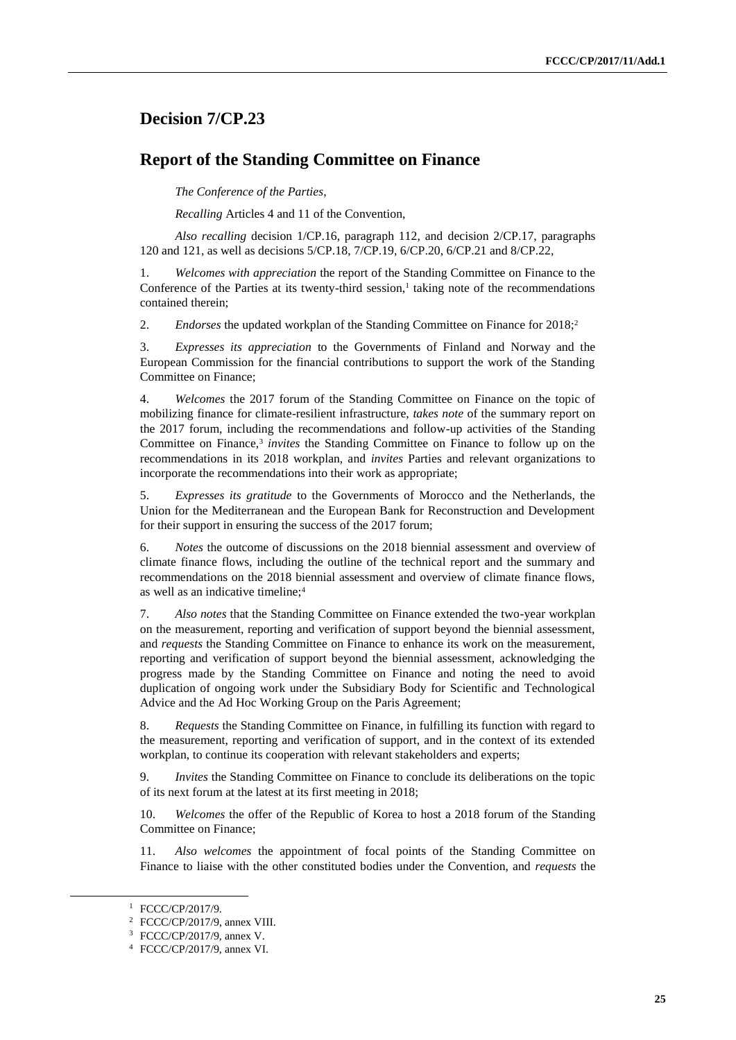## Decision 7/CP.23

## Report of the Standing Committee on Finance

*The Conference of the Parties*,

*Recalling* Articles 4 and 11 of the Convention,

*Also recalling* decision 1/CP.16, paragraph 112, and decision 2/CP.17, paragraphs 120 and 121, as well as decisions 5/CP.18, 7/CP.19, 6/CP.20, 6/CP.21 and 8/CP.22,

1. *Welcomes with appreciation* the report of the Standing Committee on Finance to the Conference of the Parties at its twenty-third session,[1] taking note of the recommendations contained therein;

2. *Endorses* the updated workplan of the Standing Committee on Finance for 2018;[2]

3. *Expresses its appreciation* to the Governments of Finland and Norway and the European Commission for the financial contributions to support the work of the Standing Committee on Finance;

4. *Welcomes* the 2017 forum of the Standing Committee on Finance on the topic of mobilizing finance for climate-resilient infrastructure, *takes note* of the summary report on the 2017 forum, including the recommendations and follow-up activities of the Standing Committee on Finance,[3] *invites* the Standing Committee on Finance to follow up on the recommendations in its 2018 workplan, and *invites* Parties and relevant organizations to incorporate the recommendations into their work as appropriate;

5. *Expresses its gratitude* to the Governments of Morocco and the Netherlands, the Union for the Mediterranean and the European Bank for Reconstruction and Development for their support in ensuring the success of the 2017 forum;

6. *Notes* the outcome of discussions on the 2018 biennial assessment and overview of climate finance flows, including the outline of the technical report and the summary and recommendations on the 2018 biennial assessment and overview of climate finance flows, as well as an indicative timeline;[4]

7. *Also notes* that the Standing Committee on Finance extended the two-year workplan on the measurement, reporting and verification of support beyond the biennial assessment, and *requests* the Standing Committee on Finance to enhance its work on the measurement, reporting and verification of support beyond the biennial assessment, acknowledging the progress made by the Standing Committee on Finance and noting the need to avoid duplication of ongoing work under the Subsidiary Body for Scientific and Technological Advice and the Ad Hoc Working Group on the Paris Agreement;

8. *Requests* the Standing Committee on Finance, in fulfilling its function with regard to the measurement, reporting and verification of support, and in the context of its extended workplan, to continue its cooperation with relevant stakeholders and experts;

9. *Invites* the Standing Committee on Finance to conclude its deliberations on the topic of its next forum at the latest at its first meeting in 2018;

10. *Welcomes* the offer of the Republic of Korea to host a 2018 forum of the Standing Committee on Finance;

11. *Also welcomes* the appointment of focal points of the Standing Committee on Finance to liaise with the other constituted bodies under the Convention, and *requests* the

---

[1] FCCC/CP/2017/9.

[2] FCCC/CP/2017/9, annex VIII.

[3] FCCC/CP/2017/9, annex V.

[4] FCCC/CP/2017/9, annex VI.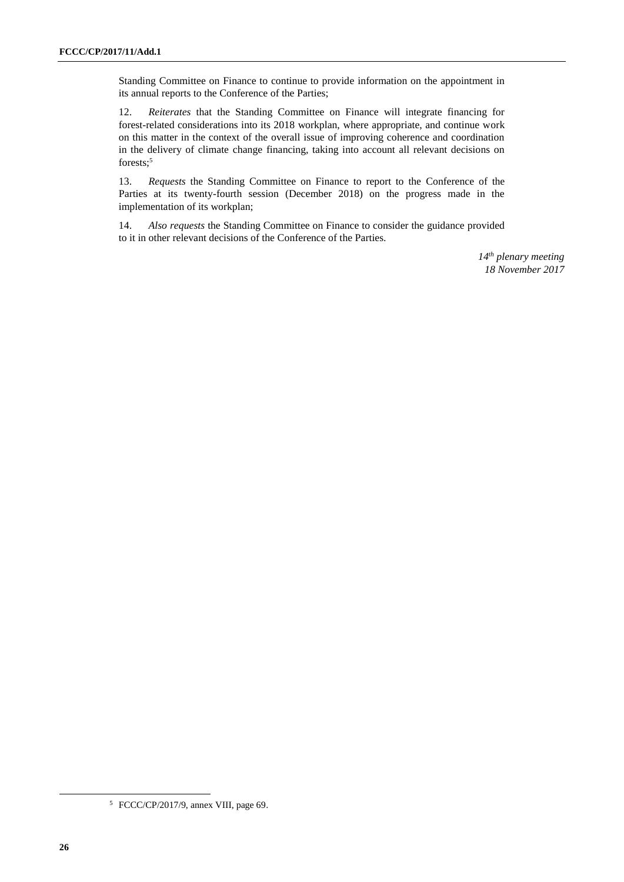Standing Committee on Finance to continue to provide information on the appointment in its annual reports to the Conference of the Parties;

12. *Reiterates* that the Standing Committee on Finance will integrate financing for forest-related considerations into its 2018 workplan, where appropriate, and continue work on this matter in the context of the overall issue of improving coherence and coordination in the delivery of climate change financing, taking into account all relevant decisions on forests;[5]

13. *Requests* the Standing Committee on Finance to report to the Conference of the Parties at its twenty-fourth session (December 2018) on the progress made in the implementation of its workplan;

14. *Also requests* the Standing Committee on Finance to consider the guidance provided to it in other relevant decisions of the Conference of the Parties.

*14th plenary meeting*
*18 November 2017*

---

[5] FCCC/CP/2017/9, annex VIII, page 69.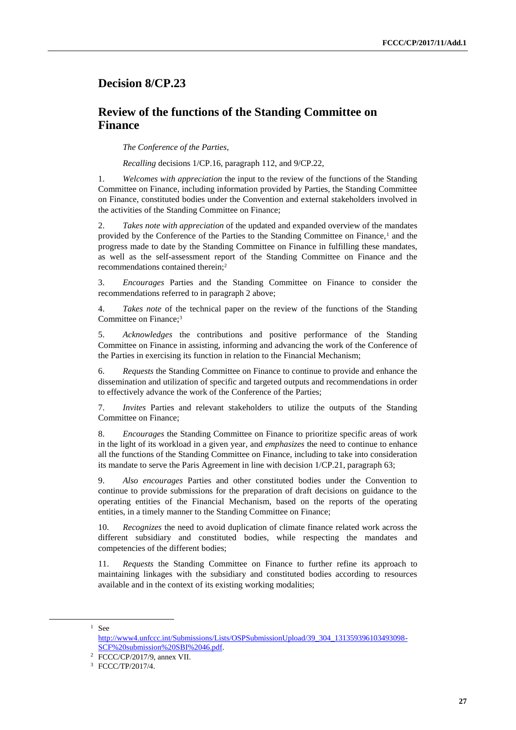## Decision 8/CP.23

## Review of the functions of the Standing Committee on Finance

*The Conference of the Parties*,

*Recalling* decisions 1/CP.16, paragraph 112, and 9/CP.22,

1. *Welcomes with appreciation* the input to the review of the functions of the Standing Committee on Finance, including information provided by Parties, the Standing Committee on Finance, constituted bodies under the Convention and external stakeholders involved in the activities of the Standing Committee on Finance;

2. *Takes note with appreciation* of the updated and expanded overview of the mandates provided by the Conference of the Parties to the Standing Committee on Finance,[1] and the progress made to date by the Standing Committee on Finance in fulfilling these mandates, as well as the self-assessment report of the Standing Committee on Finance and the recommendations contained therein;[2]

3. *Encourages* Parties and the Standing Committee on Finance to consider the recommendations referred to in paragraph 2 above;

4. *Takes note* of the technical paper on the review of the functions of the Standing Committee on Finance;[3]

5. *Acknowledges* the contributions and positive performance of the Standing Committee on Finance in assisting, informing and advancing the work of the Conference of the Parties in exercising its function in relation to the Financial Mechanism;

6. *Requests* the Standing Committee on Finance to continue to provide and enhance the dissemination and utilization of specific and targeted outputs and recommendations in order to effectively advance the work of the Conference of the Parties;

7. *Invites* Parties and relevant stakeholders to utilize the outputs of the Standing Committee on Finance;

8. *Encourages* the Standing Committee on Finance to prioritize specific areas of work in the light of its workload in a given year, and *emphasizes* the need to continue to enhance all the functions of the Standing Committee on Finance, including to take into consideration its mandate to serve the Paris Agreement in line with decision 1/CP.21, paragraph 63;

9. *Also encourages* Parties and other constituted bodies under the Convention to continue to provide submissions for the preparation of draft decisions on guidance to the operating entities of the Financial Mechanism, based on the reports of the operating entities, in a timely manner to the Standing Committee on Finance;

10. *Recognizes* the need to avoid duplication of climate finance related work across the different subsidiary and constituted bodies, while respecting the mandates and competencies of the different bodies;

11. *Requests* the Standing Committee on Finance to further refine its approach to maintaining linkages with the subsidiary and constituted bodies according to resources available and in the context of its existing working modalities;

---

[1] See http://www4.unfccc.int/Submissions/Lists/OSPSubmissionUpload/39_304_131359396103493098-SCF%20submission%20SBI%2046.pdf.

[2] FCCC/CP/2017/9, annex VII.

[3] FCCC/TP/2017/4.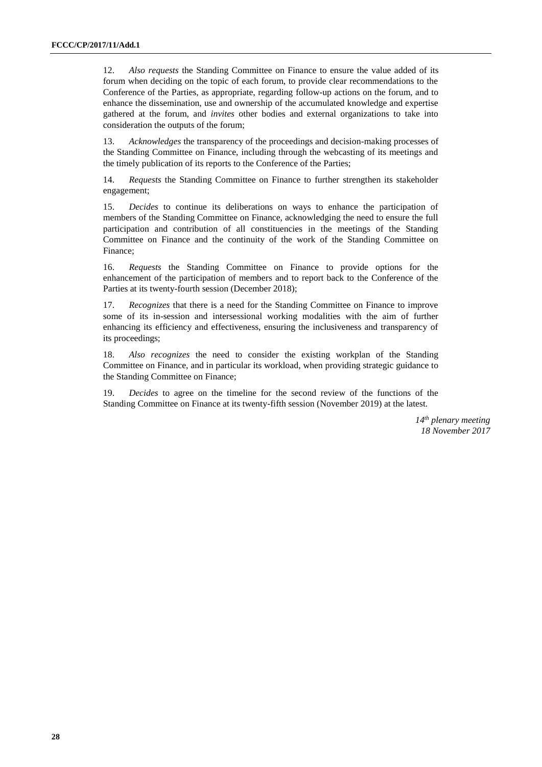12. *Also requests* the Standing Committee on Finance to ensure the value added of its forum when deciding on the topic of each forum, to provide clear recommendations to the Conference of the Parties, as appropriate, regarding follow-up actions on the forum, and to enhance the dissemination, use and ownership of the accumulated knowledge and expertise gathered at the forum, and *invites* other bodies and external organizations to take into consideration the outputs of the forum;

13. *Acknowledges* the transparency of the proceedings and decision-making processes of the Standing Committee on Finance, including through the webcasting of its meetings and the timely publication of its reports to the Conference of the Parties;

14. *Requests* the Standing Committee on Finance to further strengthen its stakeholder engagement;

15. *Decides* to continue its deliberations on ways to enhance the participation of members of the Standing Committee on Finance, acknowledging the need to ensure the full participation and contribution of all constituencies in the meetings of the Standing Committee on Finance and the continuity of the work of the Standing Committee on Finance;

16. *Requests* the Standing Committee on Finance to provide options for the enhancement of the participation of members and to report back to the Conference of the Parties at its twenty-fourth session (December 2018);

17. *Recognizes* that there is a need for the Standing Committee on Finance to improve some of its in-session and intersessional working modalities with the aim of further enhancing its efficiency and effectiveness, ensuring the inclusiveness and transparency of its proceedings;

18. *Also recognizes* the need to consider the existing workplan of the Standing Committee on Finance, and in particular its workload, when providing strategic guidance to the Standing Committee on Finance;

19. *Decides* to agree on the timeline for the second review of the functions of the Standing Committee on Finance at its twenty-fifth session (November 2019) at the latest.

*14th plenary meeting*
*18 November 2017*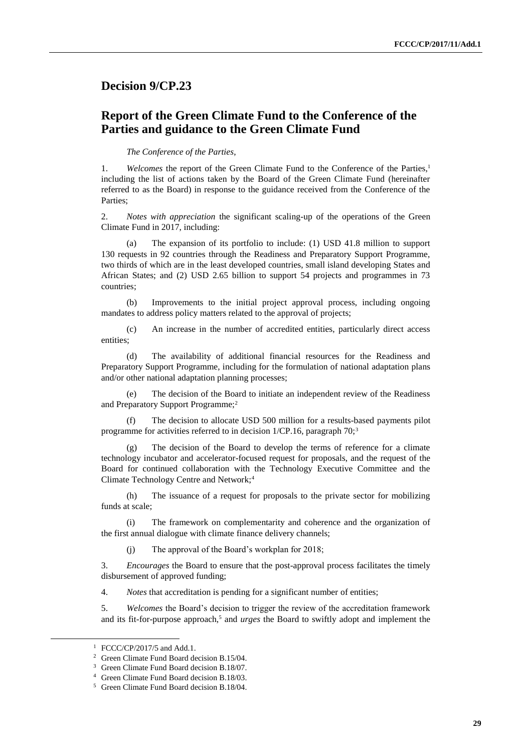## Decision 9/CP.23

## Report of the Green Climate Fund to the Conference of the Parties and guidance to the Green Climate Fund

*The Conference of the Parties*,

1. *Welcomes* the report of the Green Climate Fund to the Conference of the Parties,[1] including the list of actions taken by the Board of the Green Climate Fund (hereinafter referred to as the Board) in response to the guidance received from the Conference of the Parties;

2. *Notes with appreciation* the significant scaling-up of the operations of the Green Climate Fund in 2017, including:

(a) The expansion of its portfolio to include: (1) USD 41.8 million to support 130 requests in 92 countries through the Readiness and Preparatory Support Programme, two thirds of which are in the least developed countries, small island developing States and African States; and (2) USD 2.65 billion to support 54 projects and programmes in 73 countries;

(b) Improvements to the initial project approval process, including ongoing mandates to address policy matters related to the approval of projects;

(c) An increase in the number of accredited entities, particularly direct access entities;

(d) The availability of additional financial resources for the Readiness and Preparatory Support Programme, including for the formulation of national adaptation plans and/or other national adaptation planning processes;

(e) The decision of the Board to initiate an independent review of the Readiness and Preparatory Support Programme;[2]

(f) The decision to allocate USD 500 million for a results-based payments pilot programme for activities referred to in decision 1/CP.16, paragraph 70;[3]

(g) The decision of the Board to develop the terms of reference for a climate technology incubator and accelerator-focused request for proposals, and the request of the Board for continued collaboration with the Technology Executive Committee and the Climate Technology Centre and Network;[4]

(h) The issuance of a request for proposals to the private sector for mobilizing funds at scale;

(i) The framework on complementarity and coherence and the organization of the first annual dialogue with climate finance delivery channels;

(j) The approval of the Board's workplan for 2018;

3. *Encourages* the Board to ensure that the post-approval process facilitates the timely disbursement of approved funding;

4. *Notes* that accreditation is pending for a significant number of entities;

5. *Welcomes* the Board's decision to trigger the review of the accreditation framework and its fit-for-purpose approach,[5] and *urges* the Board to swiftly adopt and implement the

---

[1] FCCC/CP/2017/5 and Add.1.

[2] Green Climate Fund Board decision B.15/04.

[3] Green Climate Fund Board decision B.18/07.

[4] Green Climate Fund Board decision B.18/03.

[5] Green Climate Fund Board decision B.18/04.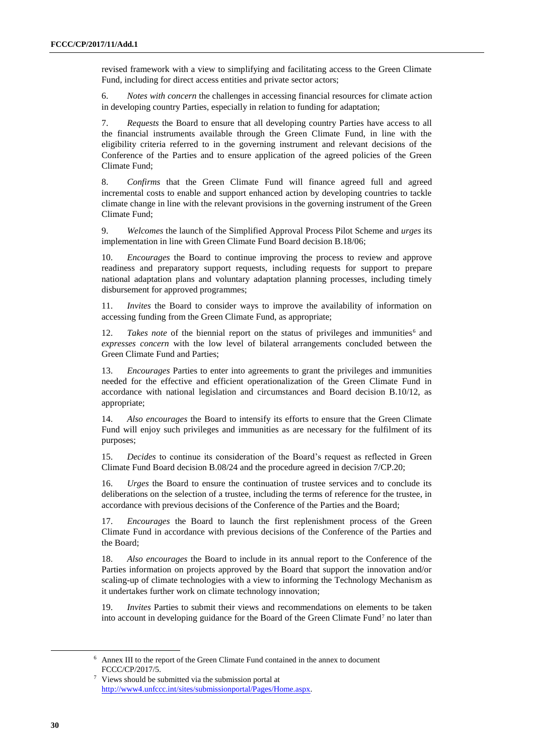revised framework with a view to simplifying and facilitating access to the Green Climate Fund, including for direct access entities and private sector actors;

6. *Notes with concern* the challenges in accessing financial resources for climate action in developing country Parties, especially in relation to funding for adaptation;

7. *Requests* the Board to ensure that all developing country Parties have access to all the financial instruments available through the Green Climate Fund, in line with the eligibility criteria referred to in the governing instrument and relevant decisions of the Conference of the Parties and to ensure application of the agreed policies of the Green Climate Fund;

8. *Confirms* that the Green Climate Fund will finance agreed full and agreed incremental costs to enable and support enhanced action by developing countries to tackle climate change in line with the relevant provisions in the governing instrument of the Green Climate Fund;

9. *Welcomes* the launch of the Simplified Approval Process Pilot Scheme and *urges* its implementation in line with Green Climate Fund Board decision B.18/06;

10. *Encourages* the Board to continue improving the process to review and approve readiness and preparatory support requests, including requests for support to prepare national adaptation plans and voluntary adaptation planning processes, including timely disbursement for approved programmes;

11. *Invites* the Board to consider ways to improve the availability of information on accessing funding from the Green Climate Fund, as appropriate;

12. *Takes note* of the biennial report on the status of privileges and immunities[6] and *expresses concern* with the low level of bilateral arrangements concluded between the Green Climate Fund and Parties;

13. *Encourages* Parties to enter into agreements to grant the privileges and immunities needed for the effective and efficient operationalization of the Green Climate Fund in accordance with national legislation and circumstances and Board decision B.10/12, as appropriate;

14. *Also encourages* the Board to intensify its efforts to ensure that the Green Climate Fund will enjoy such privileges and immunities as are necessary for the fulfilment of its purposes;

15. *Decides* to continue its consideration of the Board's request as reflected in Green Climate Fund Board decision B.08/24 and the procedure agreed in decision 7/CP.20;

16. *Urges* the Board to ensure the continuation of trustee services and to conclude its deliberations on the selection of a trustee, including the terms of reference for the trustee, in accordance with previous decisions of the Conference of the Parties and the Board;

17. *Encourages* the Board to launch the first replenishment process of the Green Climate Fund in accordance with previous decisions of the Conference of the Parties and the Board;

18. *Also encourages* the Board to include in its annual report to the Conference of the Parties information on projects approved by the Board that support the innovation and/or scaling-up of climate technologies with a view to informing the Technology Mechanism as it undertakes further work on climate technology innovation;

19. *Invites* Parties to submit their views and recommendations on elements to be taken into account in developing guidance for the Board of the Green Climate Fund[7] no later than

---

[6] Annex III to the report of the Green Climate Fund contained in the annex to document FCCC/CP/2017/5.

[7] Views should be submitted via the submission portal at http://www4.unfccc.int/sites/submissionportal/Pages/Home.aspx.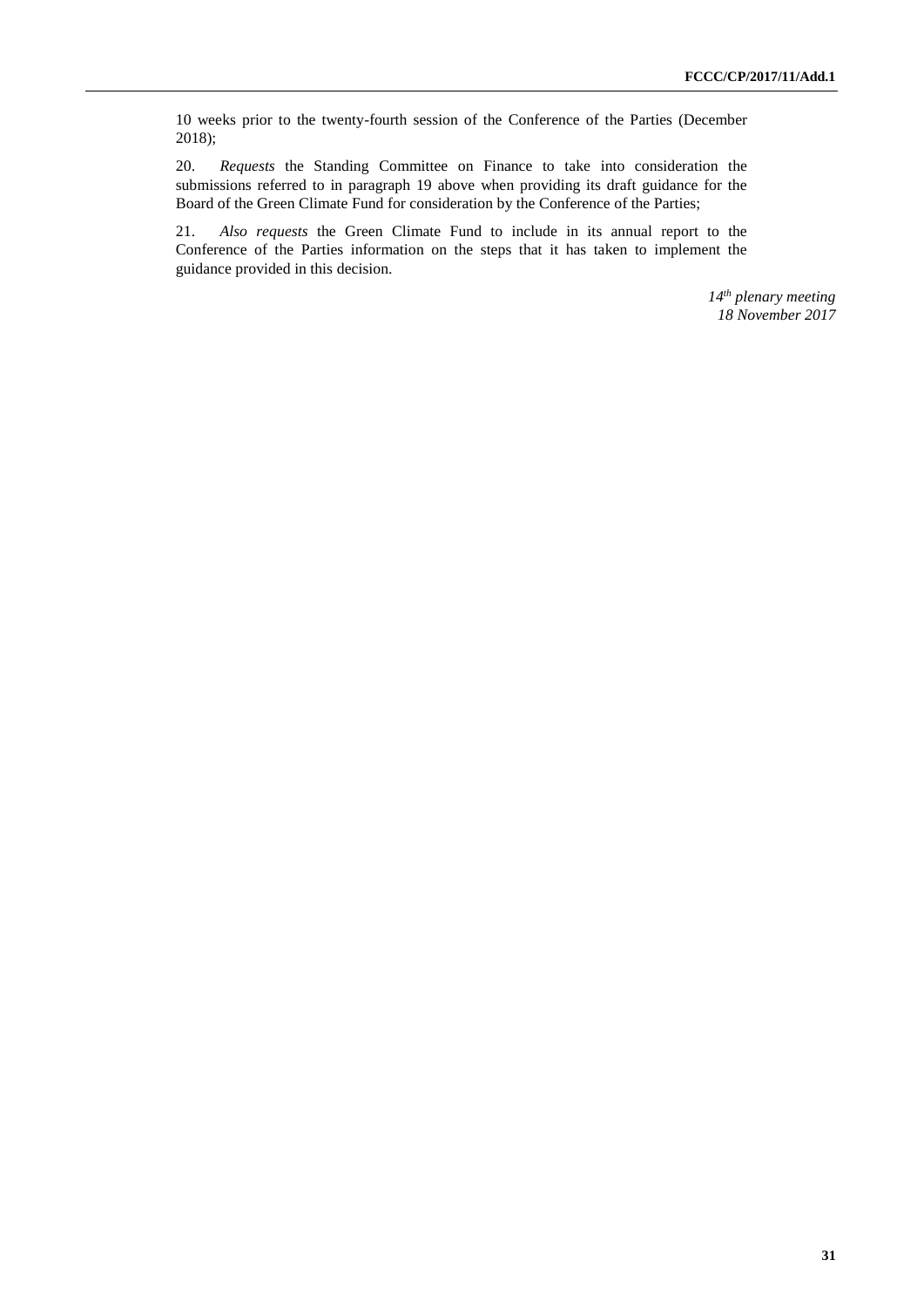10 weeks prior to the twenty-fourth session of the Conference of the Parties (December 2018);

20. *Requests* the Standing Committee on Finance to take into consideration the submissions referred to in paragraph 19 above when providing its draft guidance for the Board of the Green Climate Fund for consideration by the Conference of the Parties;

21. *Also requests* the Green Climate Fund to include in its annual report to the Conference of the Parties information on the steps that it has taken to implement the guidance provided in this decision.

*14th plenary meeting*
*18 November 2017*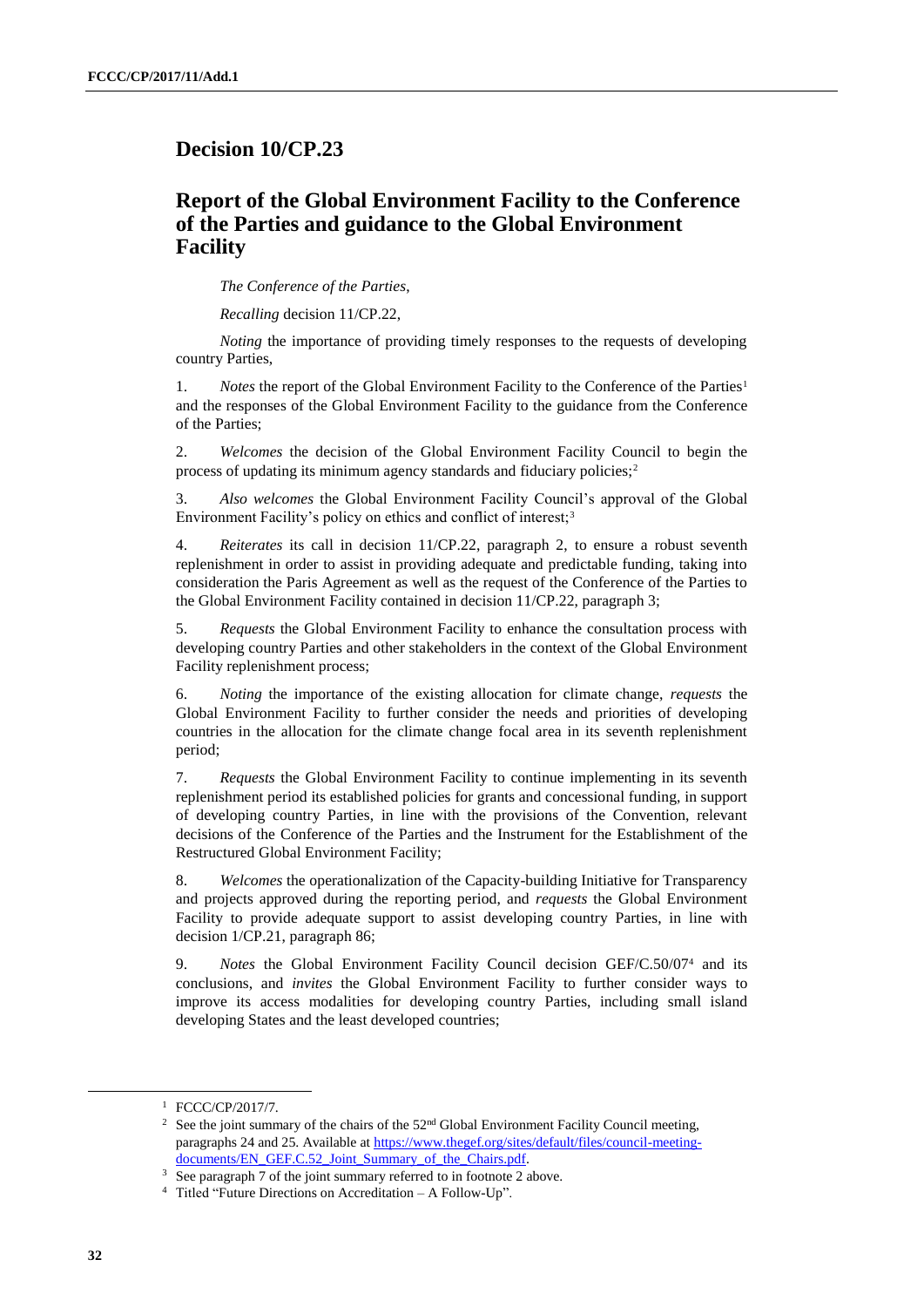## Decision 10/CP.23

## Report of the Global Environment Facility to the Conference of the Parties and guidance to the Global Environment Facility

*The Conference of the Parties*,

*Recalling* decision 11/CP.22,

*Noting* the importance of providing timely responses to the requests of developing country Parties,

1. *Notes* the report of the Global Environment Facility to the Conference of the Parties[1] and the responses of the Global Environment Facility to the guidance from the Conference of the Parties;

2. *Welcomes* the decision of the Global Environment Facility Council to begin the process of updating its minimum agency standards and fiduciary policies;[2]

3. *Also welcomes* the Global Environment Facility Council's approval of the Global Environment Facility's policy on ethics and conflict of interest;[3]

4. *Reiterates* its call in decision 11/CP.22, paragraph 2, to ensure a robust seventh replenishment in order to assist in providing adequate and predictable funding, taking into consideration the Paris Agreement as well as the request of the Conference of the Parties to the Global Environment Facility contained in decision 11/CP.22, paragraph 3;

5. *Requests* the Global Environment Facility to enhance the consultation process with developing country Parties and other stakeholders in the context of the Global Environment Facility replenishment process;

6. *Noting* the importance of the existing allocation for climate change, *requests* the Global Environment Facility to further consider the needs and priorities of developing countries in the allocation for the climate change focal area in its seventh replenishment period;

7. *Requests* the Global Environment Facility to continue implementing in its seventh replenishment period its established policies for grants and concessional funding, in support of developing country Parties, in line with the provisions of the Convention, relevant decisions of the Conference of the Parties and the Instrument for the Establishment of the Restructured Global Environment Facility;

8. *Welcomes* the operationalization of the Capacity-building Initiative for Transparency and projects approved during the reporting period, and *requests* the Global Environment Facility to provide adequate support to assist developing country Parties, in line with decision 1/CP.21, paragraph 86;

9. *Notes* the Global Environment Facility Council decision GEF/C.50/07[4] and its conclusions, and *invites* the Global Environment Facility to further consider ways to improve its access modalities for developing country Parties, including small island developing States and the least developed countries;

---

[1] FCCC/CP/2017/7.

[2] See the joint summary of the chairs of the 52nd Global Environment Facility Council meeting, paragraphs 24 and 25. Available at https://www.thegef.org/sites/default/files/council-meeting-documents/EN_GEF.C.52_Joint_Summary_of_the_Chairs.pdf.

[3] See paragraph 7 of the joint summary referred to in footnote 2 above.

[4] Titled "Future Directions on Accreditation – A Follow-Up".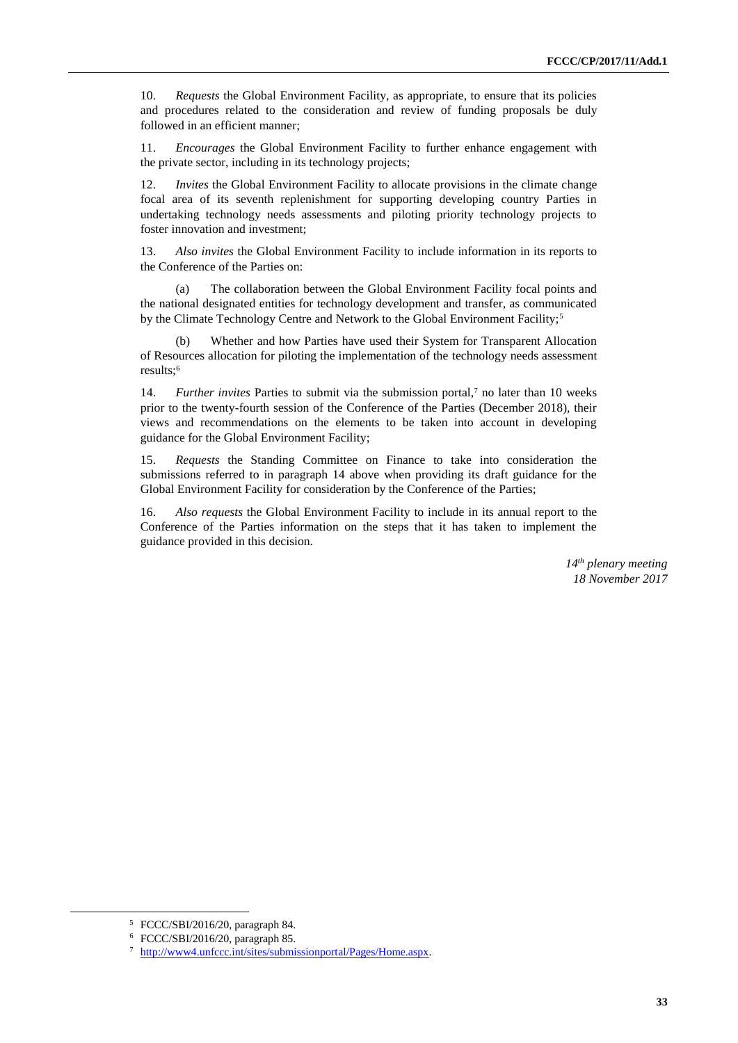10. *Requests* the Global Environment Facility, as appropriate, to ensure that its policies and procedures related to the consideration and review of funding proposals be duly followed in an efficient manner;

11. *Encourages* the Global Environment Facility to further enhance engagement with the private sector, including in its technology projects;

12. *Invites* the Global Environment Facility to allocate provisions in the climate change focal area of its seventh replenishment for supporting developing country Parties in undertaking technology needs assessments and piloting priority technology projects to foster innovation and investment;

13. *Also invites* the Global Environment Facility to include information in its reports to the Conference of the Parties on:

(a) The collaboration between the Global Environment Facility focal points and the national designated entities for technology development and transfer, as communicated by the Climate Technology Centre and Network to the Global Environment Facility;[5]

(b) Whether and how Parties have used their System for Transparent Allocation of Resources allocation for piloting the implementation of the technology needs assessment results;[6]

14. *Further invites* Parties to submit via the submission portal,[7] no later than 10 weeks prior to the twenty-fourth session of the Conference of the Parties (December 2018), their views and recommendations on the elements to be taken into account in developing guidance for the Global Environment Facility;

15. *Requests* the Standing Committee on Finance to take into consideration the submissions referred to in paragraph 14 above when providing its draft guidance for the Global Environment Facility for consideration by the Conference of the Parties;

16. *Also requests* the Global Environment Facility to include in its annual report to the Conference of the Parties information on the steps that it has taken to implement the guidance provided in this decision.

*14th plenary meeting*
*18 November 2017*

---

[5] FCCC/SBI/2016/20, paragraph 84.

[6] FCCC/SBI/2016/20, paragraph 85.

[7] http://www4.unfccc.int/sites/submissionportal/Pages/Home.aspx.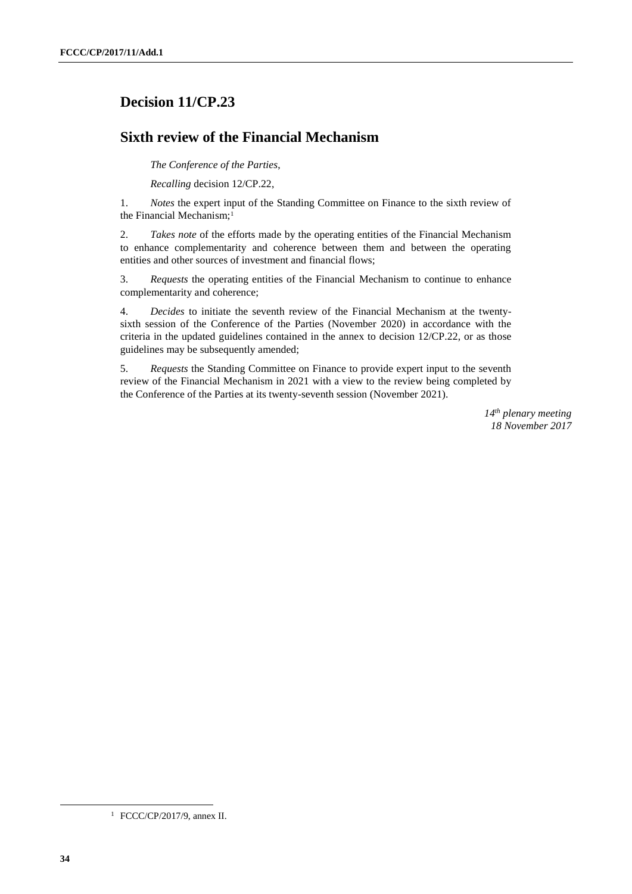# Decision 11/CP.23

## Sixth review of the Financial Mechanism

*The Conference of the Parties*,

*Recalling* decision 12/CP.22,

1. *Notes* the expert input of the Standing Committee on Finance to the sixth review of the Financial Mechanism;[1]

2. *Takes note* of the efforts made by the operating entities of the Financial Mechanism to enhance complementarity and coherence between them and between the operating entities and other sources of investment and financial flows;

3. *Requests* the operating entities of the Financial Mechanism to continue to enhance complementarity and coherence;

4. *Decides* to initiate the seventh review of the Financial Mechanism at the twenty-sixth session of the Conference of the Parties (November 2020) in accordance with the criteria in the updated guidelines contained in the annex to decision 12/CP.22, or as those guidelines may be subsequently amended;

5. *Requests* the Standing Committee on Finance to provide expert input to the seventh review of the Financial Mechanism in 2021 with a view to the review being completed by the Conference of the Parties at its twenty-seventh session (November 2021).

*14th plenary meeting*
*18 November 2017*

---

[1] FCCC/CP/2017/9, annex II.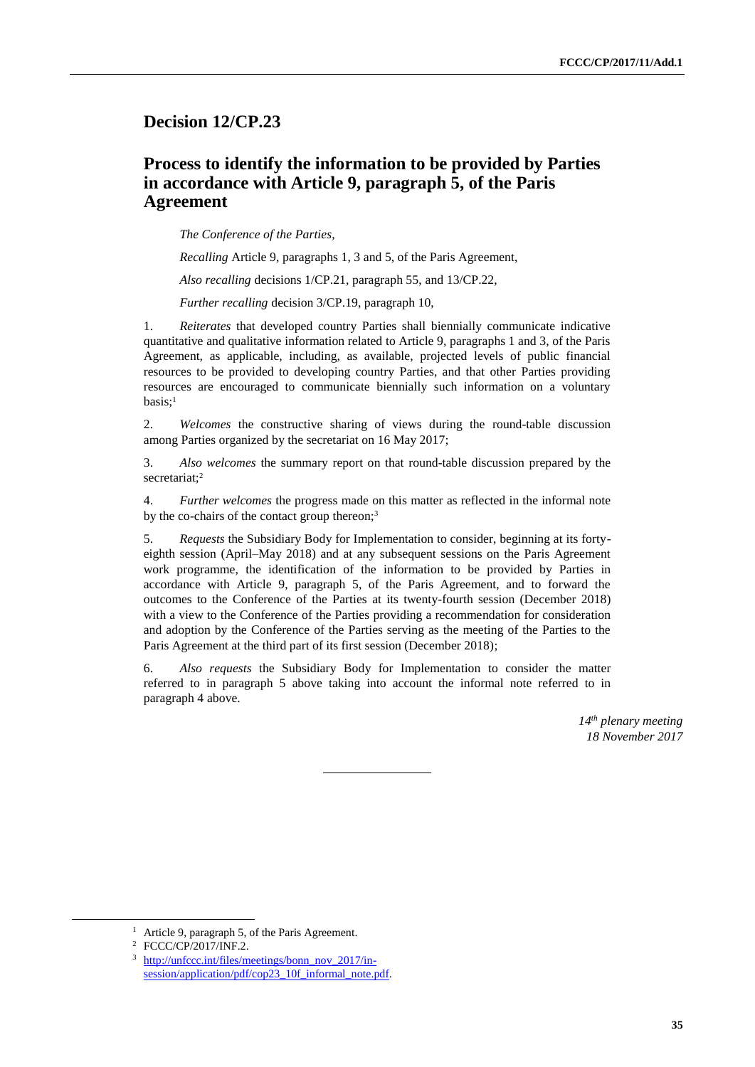## Decision 12/CP.23

## Process to identify the information to be provided by Parties in accordance with Article 9, paragraph 5, of the Paris Agreement

*The Conference of the Parties*,

*Recalling* Article 9, paragraphs 1, 3 and 5, of the Paris Agreement,

*Also recalling* decisions 1/CP.21, paragraph 55, and 13/CP.22,

*Further recalling* decision 3/CP.19, paragraph 10,

1. *Reiterates* that developed country Parties shall biennially communicate indicative quantitative and qualitative information related to Article 9, paragraphs 1 and 3, of the Paris Agreement, as applicable, including, as available, projected levels of public financial resources to be provided to developing country Parties, and that other Parties providing resources are encouraged to communicate biennially such information on a voluntary basis;[1]

2. *Welcomes* the constructive sharing of views during the round-table discussion among Parties organized by the secretariat on 16 May 2017;

3. *Also welcomes* the summary report on that round-table discussion prepared by the secretariat;[2]

4. *Further welcomes* the progress made on this matter as reflected in the informal note by the co-chairs of the contact group thereon;[3]

5. *Requests* the Subsidiary Body for Implementation to consider, beginning at its forty-eighth session (April–May 2018) and at any subsequent sessions on the Paris Agreement work programme, the identification of the information to be provided by Parties in accordance with Article 9, paragraph 5, of the Paris Agreement, and to forward the outcomes to the Conference of the Parties at its twenty-fourth session (December 2018) with a view to the Conference of the Parties providing a recommendation for consideration and adoption by the Conference of the Parties serving as the meeting of the Parties to the Paris Agreement at the third part of its first session (December 2018);

6. *Also requests* the Subsidiary Body for Implementation to consider the matter referred to in paragraph 5 above taking into account the informal note referred to in paragraph 4 above.

*14th plenary meeting*
*18 November 2017*

---

[1] Article 9, paragraph 5, of the Paris Agreement.

[2] FCCC/CP/2017/INF.2.

[3] http://unfccc.int/files/meetings/bonn_nov_2017/in-session/application/pdf/cop23_10f_informal_note.pdf.